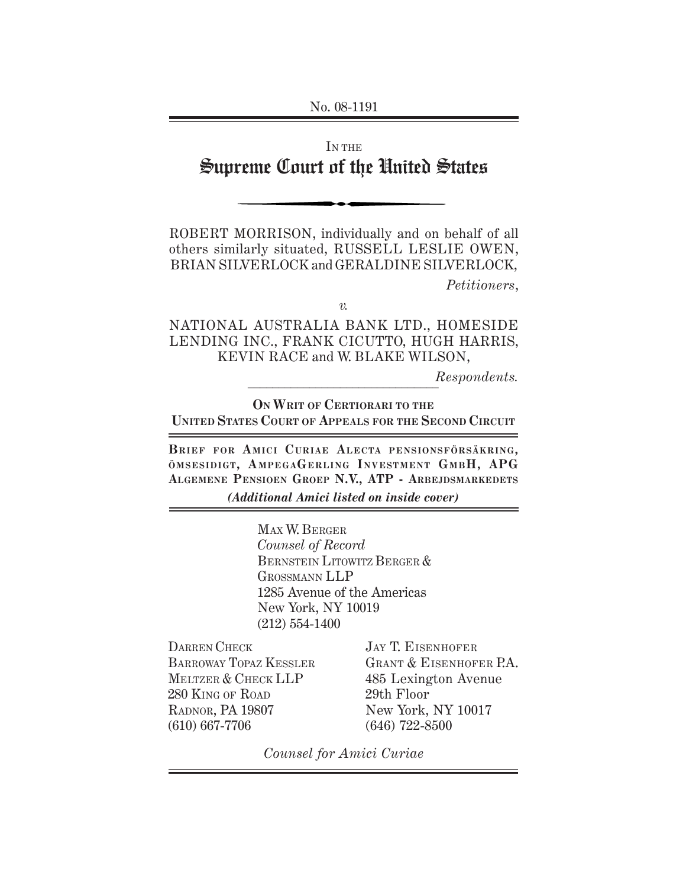No. 08-1191

IN THE

# Supreme Court of the United States

ROBERT MORRISON, individually and on behalf of all others similarly situated, RUSSELL LESLIE OWEN, BRIAN SILVERLOCK and GERALDINE SILVERLOCK,

*Petitioners*,

*v.*

NATIONAL AUSTRALIA BANK LTD., HOMESIDE LENDING INC., FRANK CICUTTO, HUGH HARRIS, KEVIN RACE and W. BLAKE WILSON,

*Respondents.*

**ON WRIT OF CERTIORARI TO THE UNITED STATES COURT OF APPEALS FOR THE SECOND CIRCUIT**

**BRIEF FOR AMICI CURIAE ALECTA PENSIONSFÖRSÄKRING, ÖMSESIDIGT, AMPEGAGERLING INVESTMENT GMBH, APG ALGEMENE PENSIOEN GROEP N.V., ATP - ARBEJDSMARKEDETS**

***(Additional Amici listed on inside cover)***

MAX W. BERGER
*Counsel of Record*
BERNSTEIN LITOWITZ BERGER & GROSSMANN LLP
1285 Avenue of the Americas
New York, NY 10019
(212) 554-1400

DARREN CHECK
BARROWAY TOPAZ KESSLER MELTZER & CHECK LLP
280 KING OF ROAD
RADNOR, PA 19807
(610) 667-7706

JAY T. EISENHOFER
GRANT & EISENHOFER P.A.
485 Lexington Avenue
29th Floor
New York, NY 10017
(646) 722-8500

*Counsel for Amici Curiae*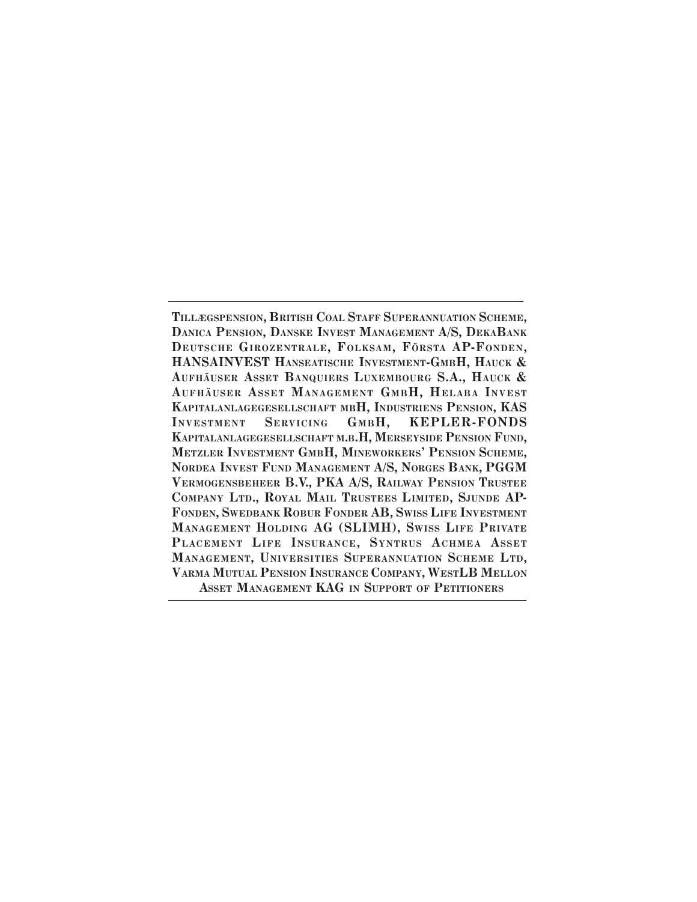---

**Tillægspension, British Coal Staff Superannuation Scheme, Danica Pension, Danske Invest Management A/S, DekaBank Deutsche Girozentrale, Folksam, Första AP-Fonden, HANSAINVEST Hanseatische Investment-GmbH, Hauck & Aufhäuser Asset Banquiers Luxembourg S.A., Hauck & Aufhäuser Asset Management GmbH, Helaba Invest Kapitalanlagegesellschaft mbH, Industriens Pension, KAS Investment Servicing GmbH, KEPLER-FONDS Kapitalanlagegesellschaft m.b.H, Merseyside Pension Fund, Metzler Investment GmbH, Mineworkers' Pension Scheme, Nordea Invest Fund Management A/S, Norges Bank, PGGM Vermogensbeheer B.V., PKA A/S, Railway Pension Trustee Company Ltd., Royal Mail Trustees Limited, Sjunde AP-Fonden, Swedbank Robur Fonder AB, Swiss Life Investment Management Holding AG (SLIMH), Swiss Life Private Placement Life Insurance, Syntrus Achmea Asset Management, Universities Superannuation Scheme Ltd, Varma Mutual Pension Insurance Company, WestLB Mellon Asset Management KAG in Support of Petitioners**

---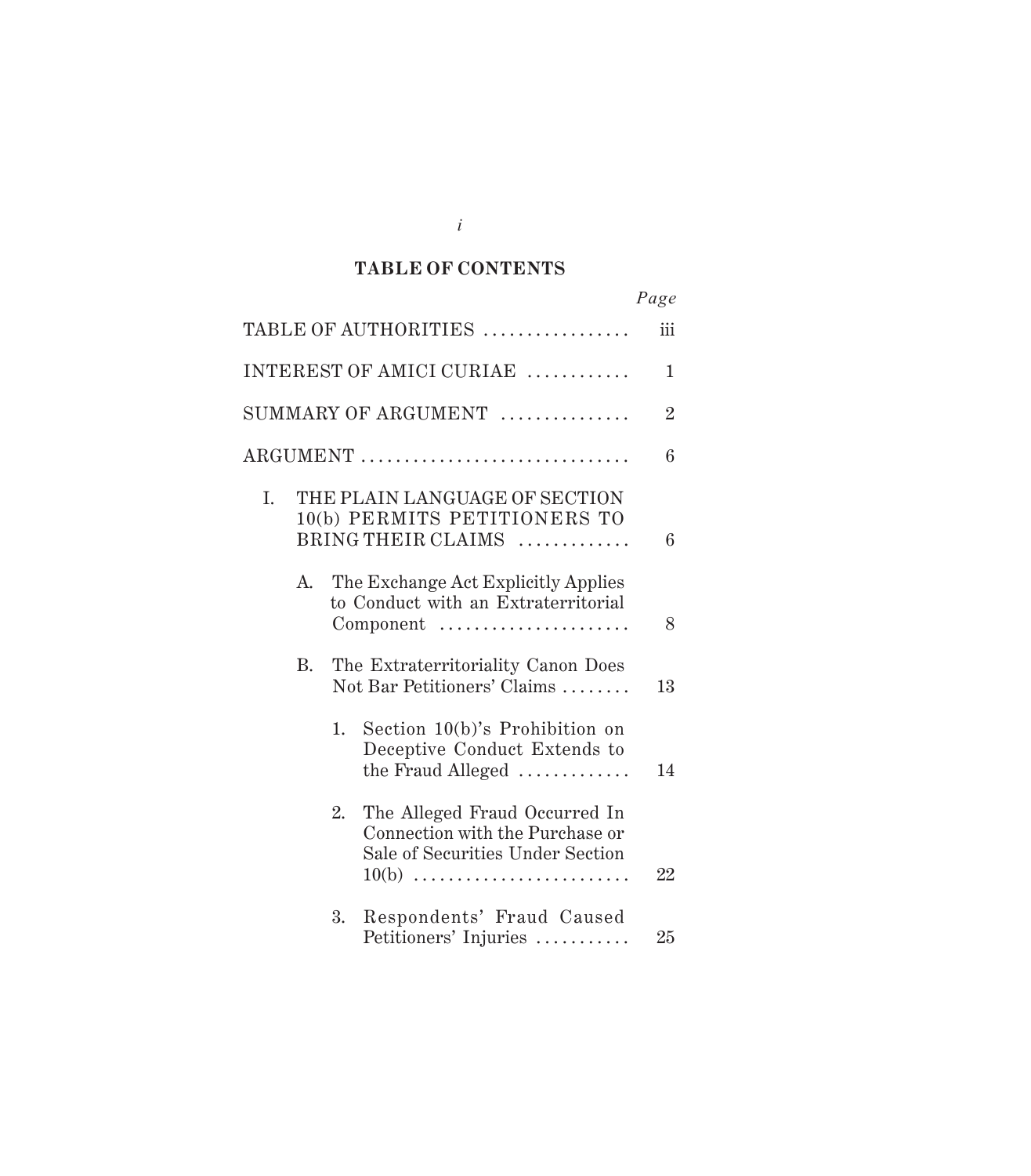**TABLE OF CONTENTS**

| | Page |
|---|---|
| TABLE OF AUTHORITIES | iii |
| INTEREST OF AMICI CURIAE | 1 |
| SUMMARY OF ARGUMENT | 2 |
| ARGUMENT | 6 |
| I. THE PLAIN LANGUAGE OF SECTION 10(b) PERMITS PETITIONERS TO BRING THEIR CLAIMS | 6 |
| A. The Exchange Act Explicitly Applies to Conduct with an Extraterritorial Component | 8 |
| B. The Extraterritoriality Canon Does Not Bar Petitioners' Claims | 13 |
| 1. Section 10(b)'s Prohibition on Deceptive Conduct Extends to the Fraud Alleged | 14 |
| 2. The Alleged Fraud Occurred In Connection with the Purchase or Sale of Securities Under Section 10(b) | 22 |
| 3. Respondents' Fraud Caused Petitioners' Injuries | 25 |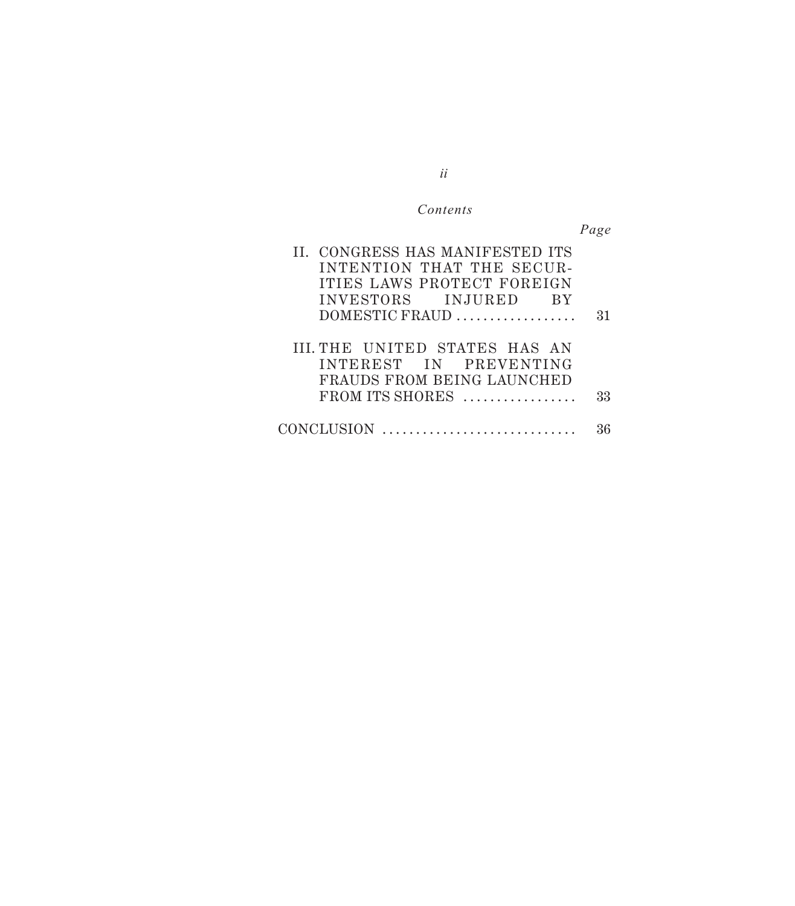*Contents*

| | *Page* |
|---|---|
| II. CONGRESS HAS MANIFESTED ITS INTENTION THAT THE SECURITIES LAWS PROTECT FOREIGN INVESTORS INJURED BY DOMESTIC FRAUD | 31 |
| III. THE UNITED STATES HAS AN INTEREST IN PREVENTING FRAUDS FROM BEING LAUNCHED FROM ITS SHORES | 33 |
| CONCLUSION | 36 |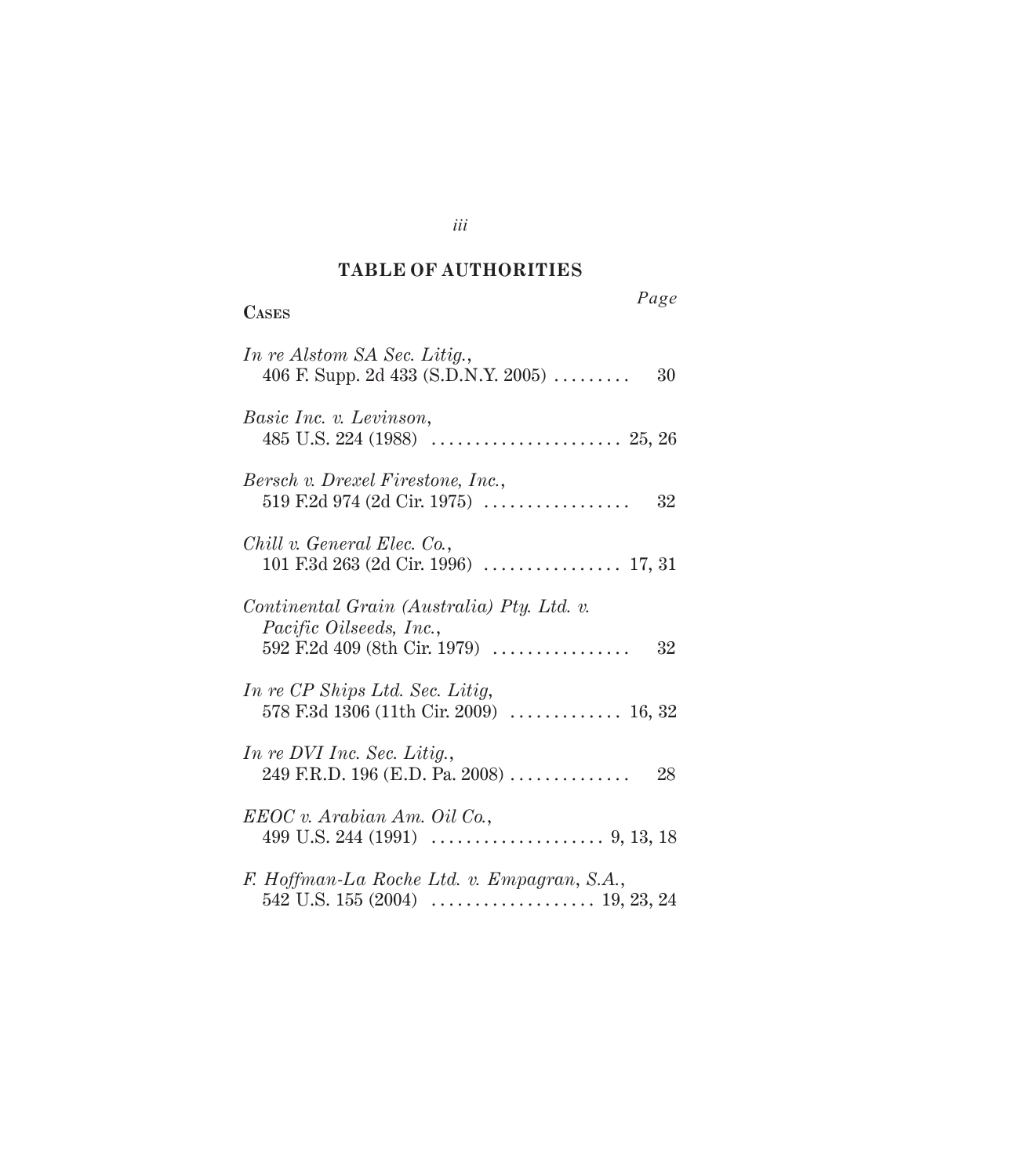## TABLE OF AUTHORITIES

**Cases** *Page*

*In re Alstom SA Sec. Litig.*,
406 F. Supp. 2d 433 (S.D.N.Y. 2005) . . . . . . . . . 30

*Basic Inc. v. Levinson*,
485 U.S. 224 (1988) . . . . . . . . . . . . . . . . . . . . . . 25, 26

*Bersch v. Drexel Firestone, Inc.*,
519 F.2d 974 (2d Cir. 1975) . . . . . . . . . . . . . . . . . 32

*Chill v. General Elec. Co.*,
101 F.3d 263 (2d Cir. 1996) . . . . . . . . . . . . . . . . 17, 31

*Continental Grain (Australia) Pty. Ltd. v. Pacific Oilseeds, Inc.*,
592 F.2d 409 (8th Cir. 1979) . . . . . . . . . . . . . . . . 32

*In re CP Ships Ltd. Sec. Litig*,
578 F.3d 1306 (11th Cir. 2009) . . . . . . . . . . . . . 16, 32

*In re DVI Inc. Sec. Litig.*,
249 F.R.D. 196 (E.D. Pa. 2008) . . . . . . . . . . . . . . 28

*EEOC v. Arabian Am. Oil Co.*,
499 U.S. 244 (1991) . . . . . . . . . . . . . . . . . . . . 9, 13, 18

*F. Hoffman-La Roche Ltd. v. Empagran, S.A.*,
542 U.S. 155 (2004) . . . . . . . . . . . . . . . . . . . 19, 23, 24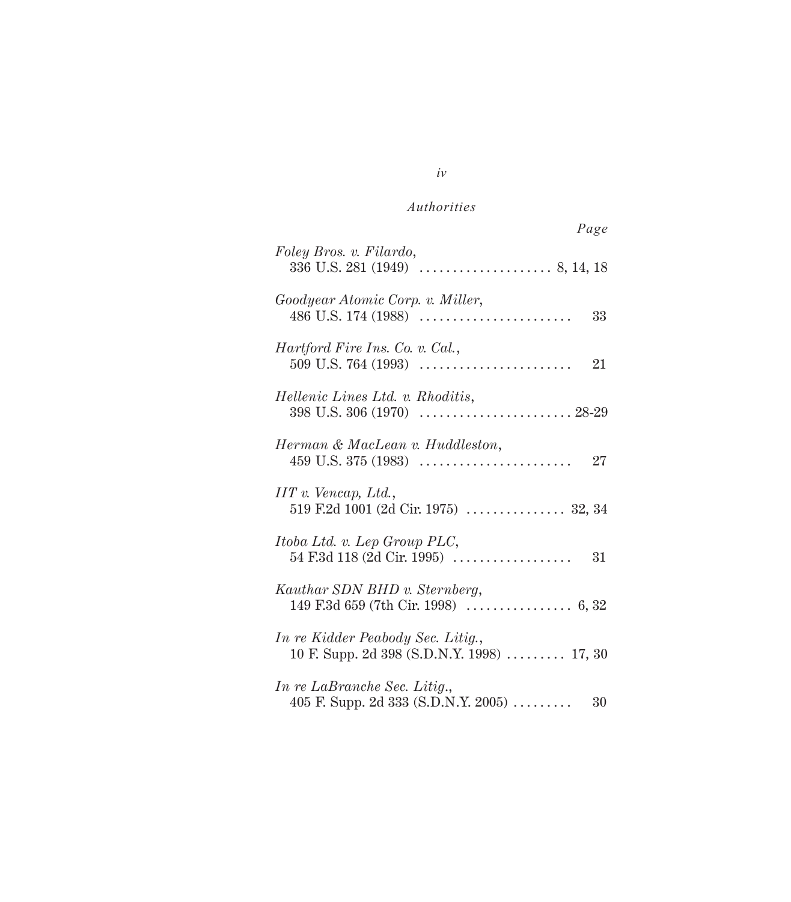*Authorities*

*Page*

*Foley Bros. v. Filardo*,
336 U.S. 281 (1949) .................... 8, 14, 18

*Goodyear Atomic Corp. v. Miller*,
486 U.S. 174 (1988) ....................... 33

*Hartford Fire Ins. Co. v. Cal.*,
509 U.S. 764 (1993) ....................... 21

*Hellenic Lines Ltd. v. Rhoditis*,
398 U.S. 306 (1970) ....................... 28-29

*Herman & MacLean v. Huddleston*,
459 U.S. 375 (1983) ....................... 27

*IIT v. Vencap, Ltd.*,
519 F.2d 1001 (2d Cir. 1975) ............... 32, 34

*Itoba Ltd. v. Lep Group PLC*,
54 F.3d 118 (2d Cir. 1995) .................. 31

*Kauthar SDN BHD v. Sternberg*,
149 F.3d 659 (7th Cir. 1998) ................ 6, 32

*In re Kidder Peabody Sec. Litig.*,
10 F. Supp. 2d 398 (S.D.N.Y. 1998) ......... 17, 30

*In re LaBranche Sec. Litig.*,
405 F. Supp. 2d 333 (S.D.N.Y. 2005) ......... 30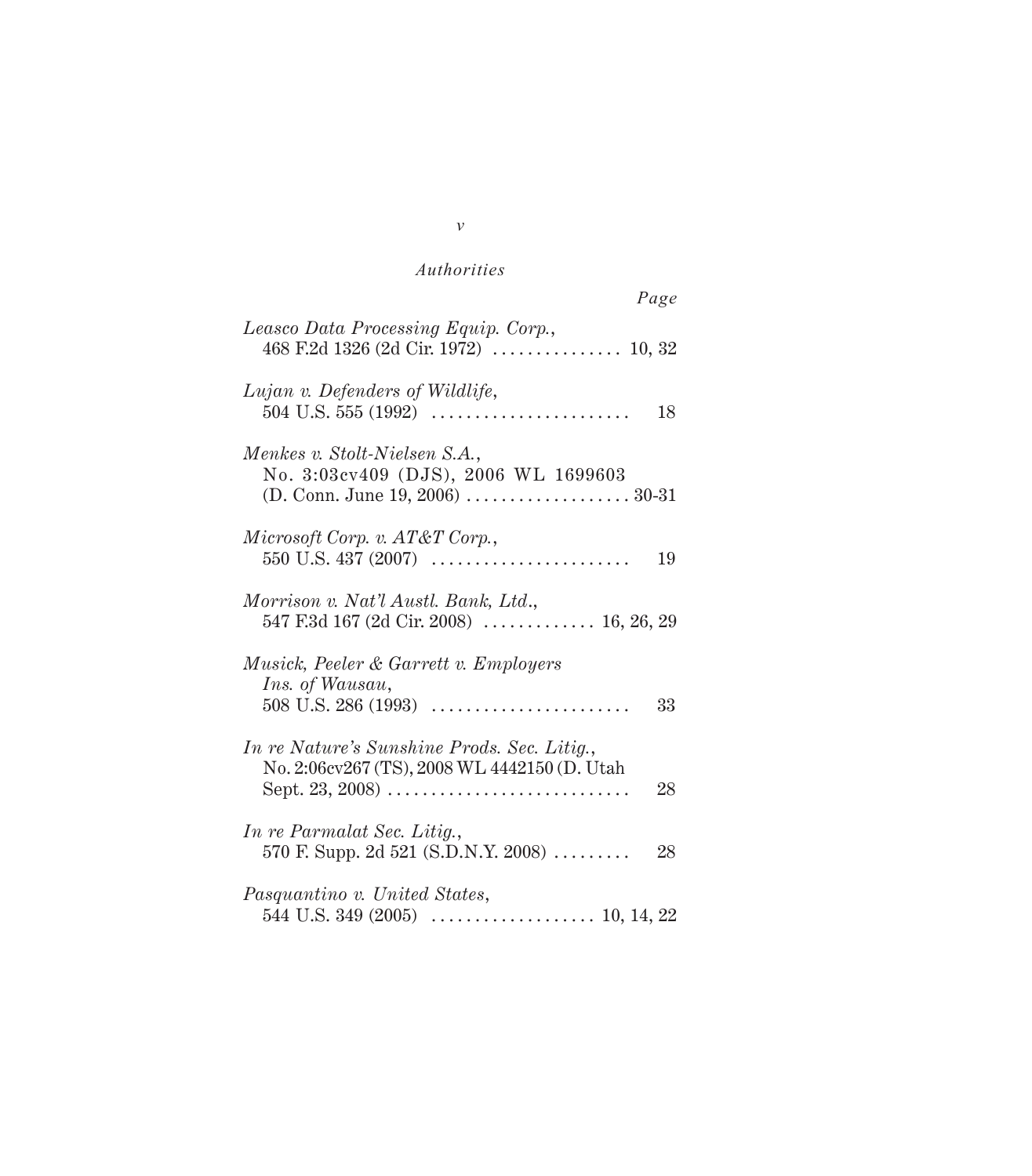*Authorities*

Page

*Leasco Data Processing Equip. Corp.*,
468 F.2d 1326 (2d Cir. 1972) . . . . . . . . . . . . . . . 10, 32

*Lujan v. Defenders of Wildlife*,
504 U.S. 555 (1992) . . . . . . . . . . . . . . . . . . . . . . . 18

*Menkes v. Stolt-Nielsen S.A.*,
No. 3:03cv409 (DJS), 2006 WL 1699603
(D. Conn. June 19, 2006) . . . . . . . . . . . . . . . . . . . 30-31

*Microsoft Corp. v. AT&T Corp.*,
550 U.S. 437 (2007) . . . . . . . . . . . . . . . . . . . . . . . 19

*Morrison v. Nat'l Austl. Bank, Ltd.*,
547 F.3d 167 (2d Cir. 2008) . . . . . . . . . . . . . 16, 26, 29

*Musick, Peeler & Garrett v. Employers Ins. of Wausau*,
508 U.S. 286 (1993) . . . . . . . . . . . . . . . . . . . . . . . 33

*In re Nature's Sunshine Prods. Sec. Litig.*,
No. 2:06cv267 (TS), 2008 WL 4442150 (D. Utah
Sept. 23, 2008) . . . . . . . . . . . . . . . . . . . . . . . . . . . . 28

*In re Parmalat Sec. Litig.*,
570 F. Supp. 2d 521 (S.D.N.Y. 2008) . . . . . . . . . 28

*Pasquantino v. United States*,
544 U.S. 349 (2005) . . . . . . . . . . . . . . . . . . . 10, 14, 22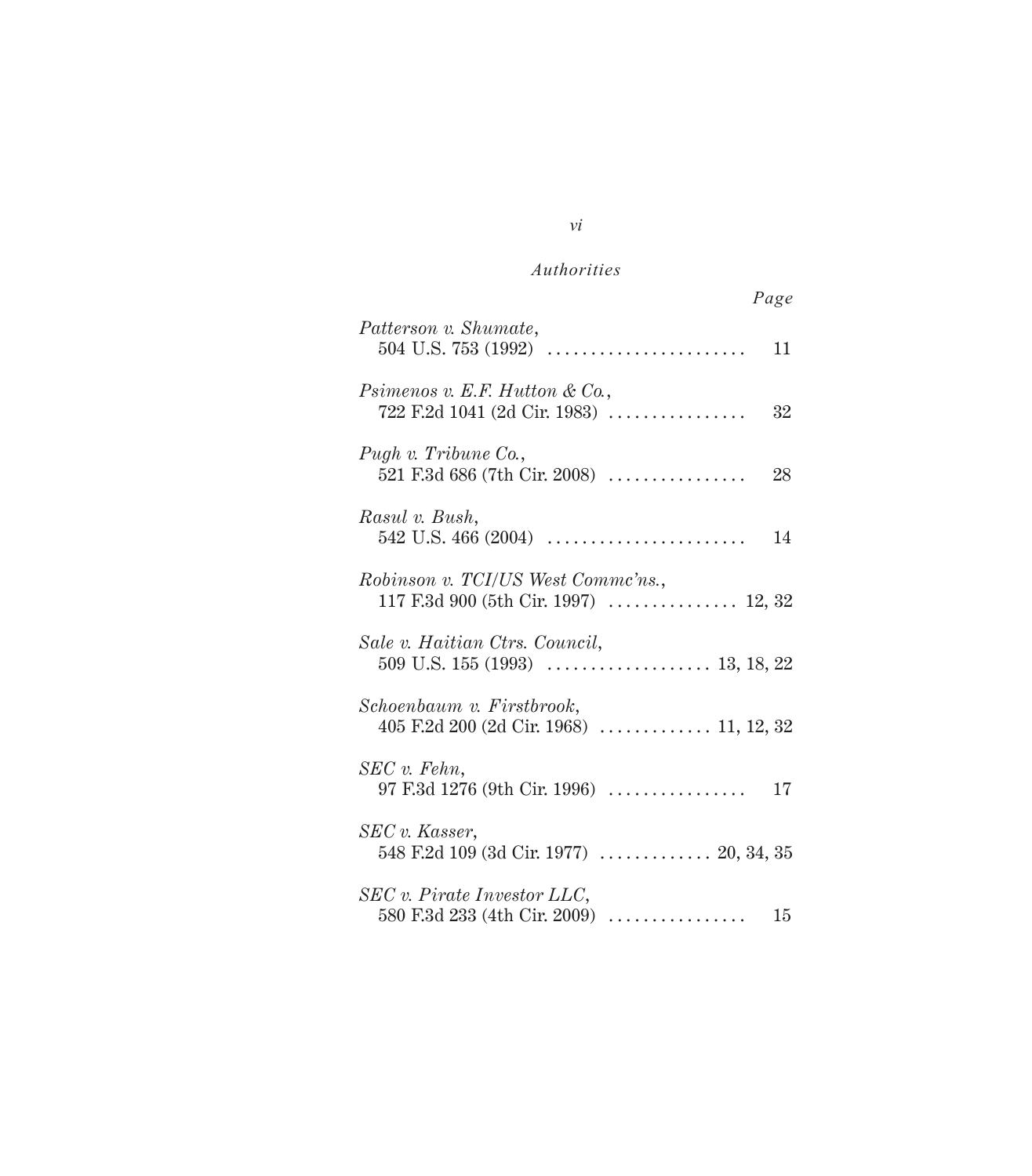*Authorities*

*Page*

*Patterson v. Shumate*,
504 U.S. 753 (1992) . . . . . . . . . . . . . . . . . . . . . . . 11

*Psimenos v. E.F. Hutton & Co.*,
722 F.2d 1041 (2d Cir. 1983) . . . . . . . . . . . . . . . . 32

*Pugh v. Tribune Co.*,
521 F.3d 686 (7th Cir. 2008) . . . . . . . . . . . . . . . . 28

*Rasul v. Bush*,
542 U.S. 466 (2004) . . . . . . . . . . . . . . . . . . . . . . . 14

*Robinson v. TCI/US West Commc'ns.*,
117 F.3d 900 (5th Cir. 1997) . . . . . . . . . . . . . . . 12, 32

*Sale v. Haitian Ctrs. Council*,
509 U.S. 155 (1993) . . . . . . . . . . . . . . . . . . . 13, 18, 22

*Schoenbaum v. Firstbrook*,
405 F.2d 200 (2d Cir. 1968) . . . . . . . . . . . . . 11, 12, 32

*SEC v. Fehn*,
97 F.3d 1276 (9th Cir. 1996) . . . . . . . . . . . . . . . . 17

*SEC v. Kasser*,
548 F.2d 109 (3d Cir. 1977) . . . . . . . . . . . . . 20, 34, 35

*SEC v. Pirate Investor LLC*,
580 F.3d 233 (4th Cir. 2009) . . . . . . . . . . . . . . . . 15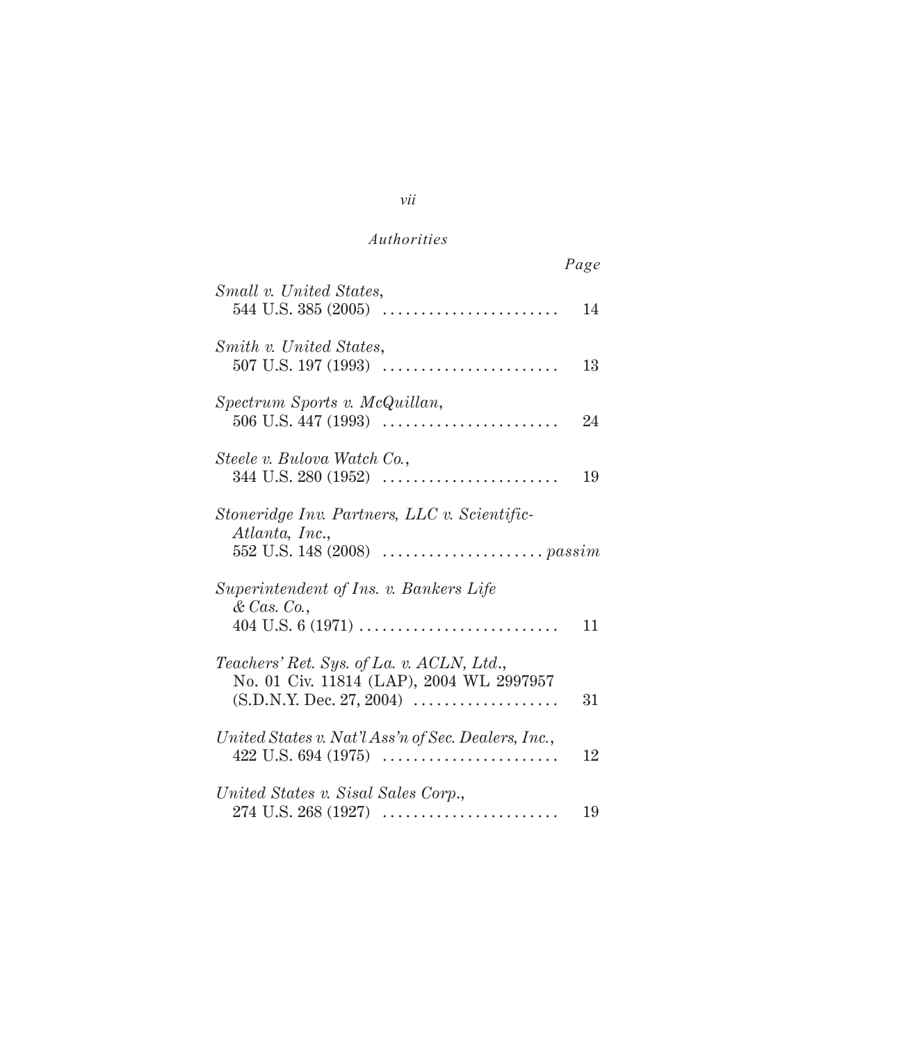*Authorities*

| | Page |
|---|---|
| *Small v. United States*, 544 U.S. 385 (2005) | 14 |
| *Smith v. United States*, 507 U.S. 197 (1993) | 13 |
| *Spectrum Sports v. McQuillan*, 506 U.S. 447 (1993) | 24 |
| *Steele v. Bulova Watch Co.*, 344 U.S. 280 (1952) | 19 |
| *Stoneridge Inv. Partners, LLC v. Scientific-Atlanta, Inc.*, 552 U.S. 148 (2008) | *passim* |
| *Superintendent of Ins. v. Bankers Life & Cas. Co.*, 404 U.S. 6 (1971) | 11 |
| *Teachers' Ret. Sys. of La. v. ACLN, Ltd.*, No. 01 Civ. 11814 (LAP), 2004 WL 2997957 (S.D.N.Y. Dec. 27, 2004) | 31 |
| *United States v. Nat'l Ass'n of Sec. Dealers, Inc.*, 422 U.S. 694 (1975) | 12 |
| *United States v. Sisal Sales Corp.*, 274 U.S. 268 (1927) | 19 |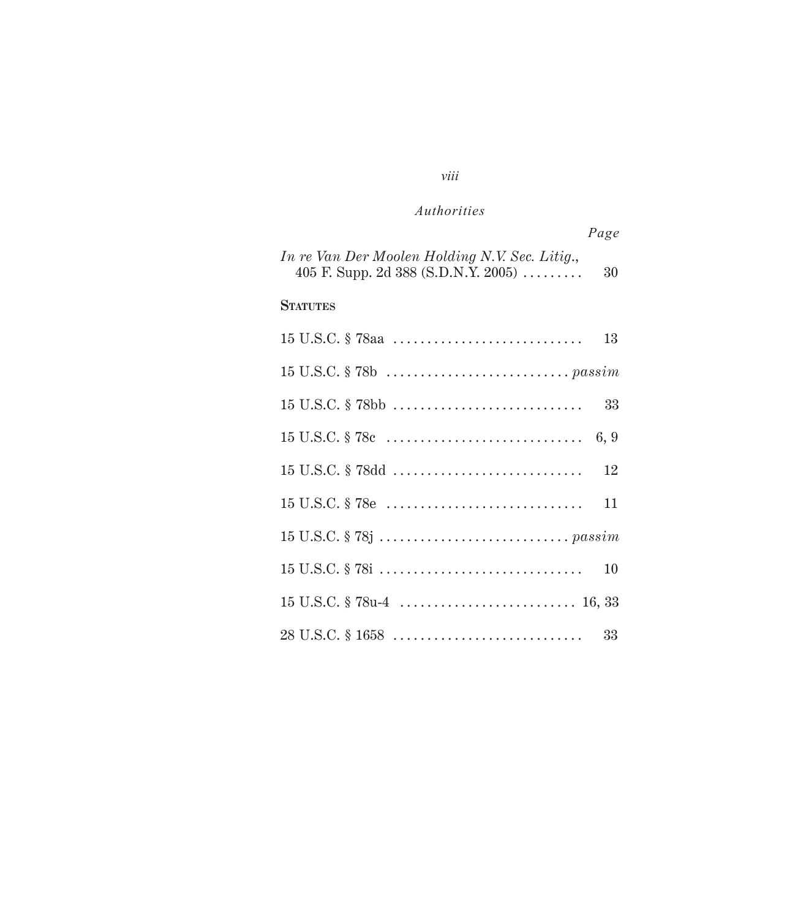*Authorities*

*Page*

*In re Van Der Moolen Holding N.V. Sec. Litig.*, 405 F. Supp. 2d 388 (S.D.N.Y. 2005) . . . . . . . . . 30

**STATUTES**

15 U.S.C. § 78aa . . . . . . . . . . . . . . . . . . . . . . . . . . . . 13

15 U.S.C. § 78b . . . . . . . . . . . . . . . . . . . . . . . . . . . *passim*

15 U.S.C. § 78bb . . . . . . . . . . . . . . . . . . . . . . . . . . . . 33

15 U.S.C. § 78c . . . . . . . . . . . . . . . . . . . . . . . . . . . . 6, 9

15 U.S.C. § 78dd . . . . . . . . . . . . . . . . . . . . . . . . . . . . 12

15 U.S.C. § 78e . . . . . . . . . . . . . . . . . . . . . . . . . . . . 11

15 U.S.C. § 78j . . . . . . . . . . . . . . . . . . . . . . . . . . . . *passim*

15 U.S.C. § 78i . . . . . . . . . . . . . . . . . . . . . . . . . . . . 10

15 U.S.C. § 78u-4 . . . . . . . . . . . . . . . . . . . . . . . . . 16, 33

28 U.S.C. § 1658 . . . . . . . . . . . . . . . . . . . . . . . . . . . . 33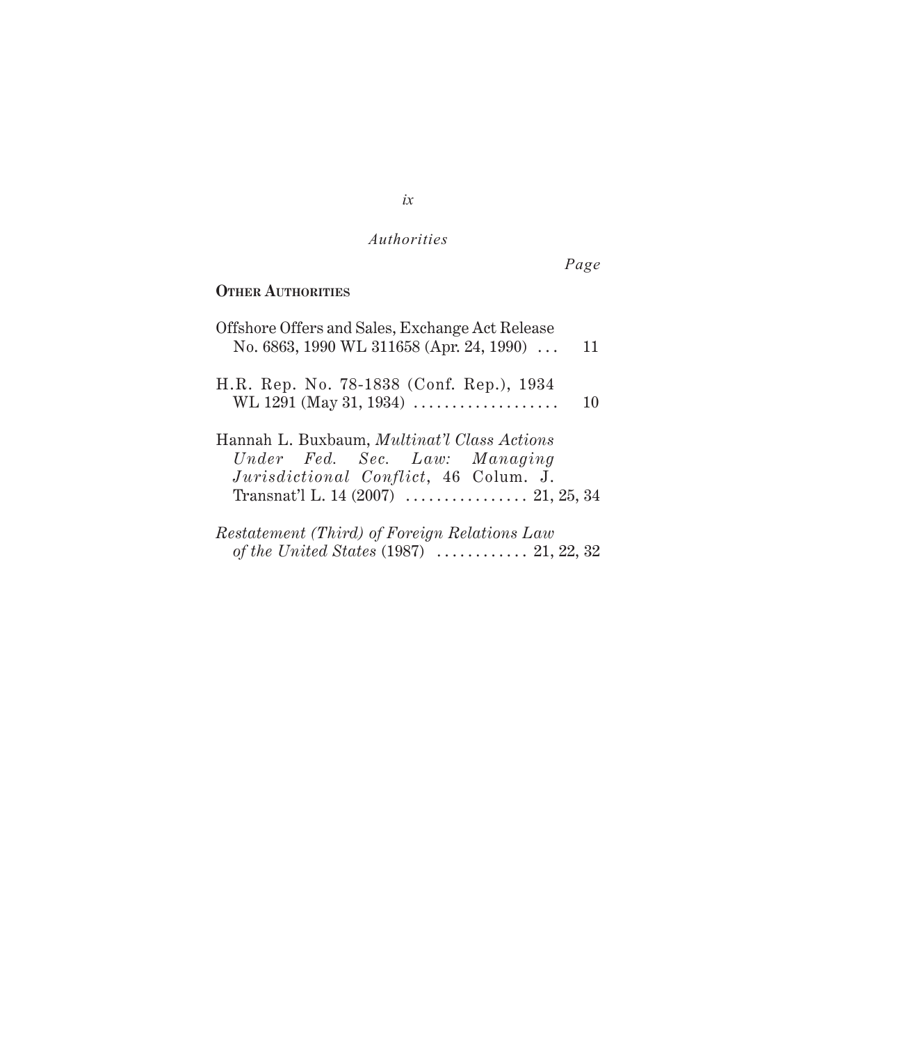*Authorities*

*Page*

**OTHER AUTHORITIES**

Offshore Offers and Sales, Exchange Act Release No. 6863, 1990 WL 311658 (Apr. 24, 1990) . . . 11

H.R. Rep. No. 78-1838 (Conf. Rep.), 1934 WL 1291 (May 31, 1934) . . . . . . . . . . . . . . . . . . 10

Hannah L. Buxbaum, *Multinat'l Class Actions Under Fed. Sec. Law: Managing Jurisdictional Conflict*, 46 Colum. J. Transnat'l L. 14 (2007) . . . . . . . . . . . . . . . . 21, 25, 34

*Restatement (Third) of Foreign Relations Law of the United States* (1987) . . . . . . . . . . . . 21, 22, 32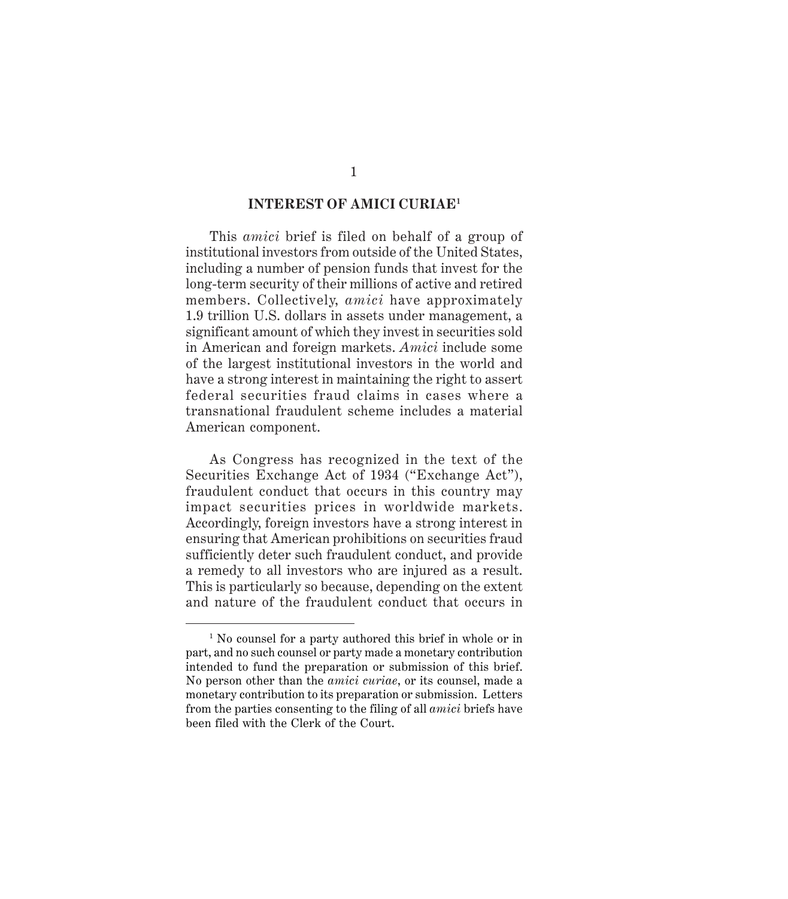## INTEREST OF AMICI CURIAE[1]

This *amici* brief is filed on behalf of a group of institutional investors from outside of the United States, including a number of pension funds that invest for the long-term security of their millions of active and retired members. Collectively, *amici* have approximately 1.9 trillion U.S. dollars in assets under management, a significant amount of which they invest in securities sold in American and foreign markets. *Amici* include some of the largest institutional investors in the world and have a strong interest in maintaining the right to assert federal securities fraud claims in cases where a transnational fraudulent scheme includes a material American component.

As Congress has recognized in the text of the Securities Exchange Act of 1934 ("Exchange Act"), fraudulent conduct that occurs in this country may impact securities prices in worldwide markets. Accordingly, foreign investors have a strong interest in ensuring that American prohibitions on securities fraud sufficiently deter such fraudulent conduct, and provide a remedy to all investors who are injured as a result. This is particularly so because, depending on the extent and nature of the fraudulent conduct that occurs in

---

[1] No counsel for a party authored this brief in whole or in part, and no such counsel or party made a monetary contribution intended to fund the preparation or submission of this brief. No person other than the *amici curiae*, or its counsel, made a monetary contribution to its preparation or submission. Letters from the parties consenting to the filing of all *amici* briefs have been filed with the Clerk of the Court.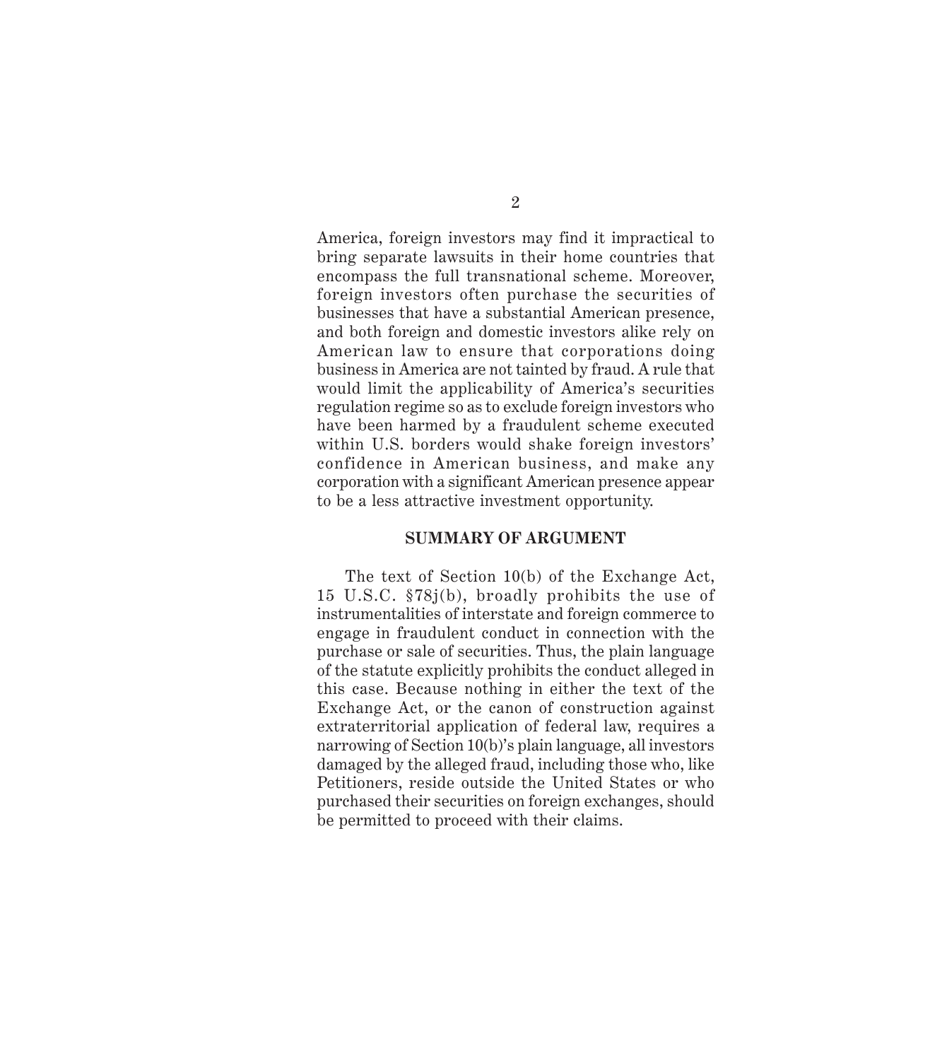America, foreign investors may find it impractical to bring separate lawsuits in their home countries that encompass the full transnational scheme. Moreover, foreign investors often purchase the securities of businesses that have a substantial American presence, and both foreign and domestic investors alike rely on American law to ensure that corporations doing business in America are not tainted by fraud. A rule that would limit the applicability of America's securities regulation regime so as to exclude foreign investors who have been harmed by a fraudulent scheme executed within U.S. borders would shake foreign investors' confidence in American business, and make any corporation with a significant American presence appear to be a less attractive investment opportunity.

## SUMMARY OF ARGUMENT

The text of Section 10(b) of the Exchange Act, 15 U.S.C. §78j(b), broadly prohibits the use of instrumentalities of interstate and foreign commerce to engage in fraudulent conduct in connection with the purchase or sale of securities. Thus, the plain language of the statute explicitly prohibits the conduct alleged in this case. Because nothing in either the text of the Exchange Act, or the canon of construction against extraterritorial application of federal law, requires a narrowing of Section 10(b)'s plain language, all investors damaged by the alleged fraud, including those who, like Petitioners, reside outside the United States or who purchased their securities on foreign exchanges, should be permitted to proceed with their claims.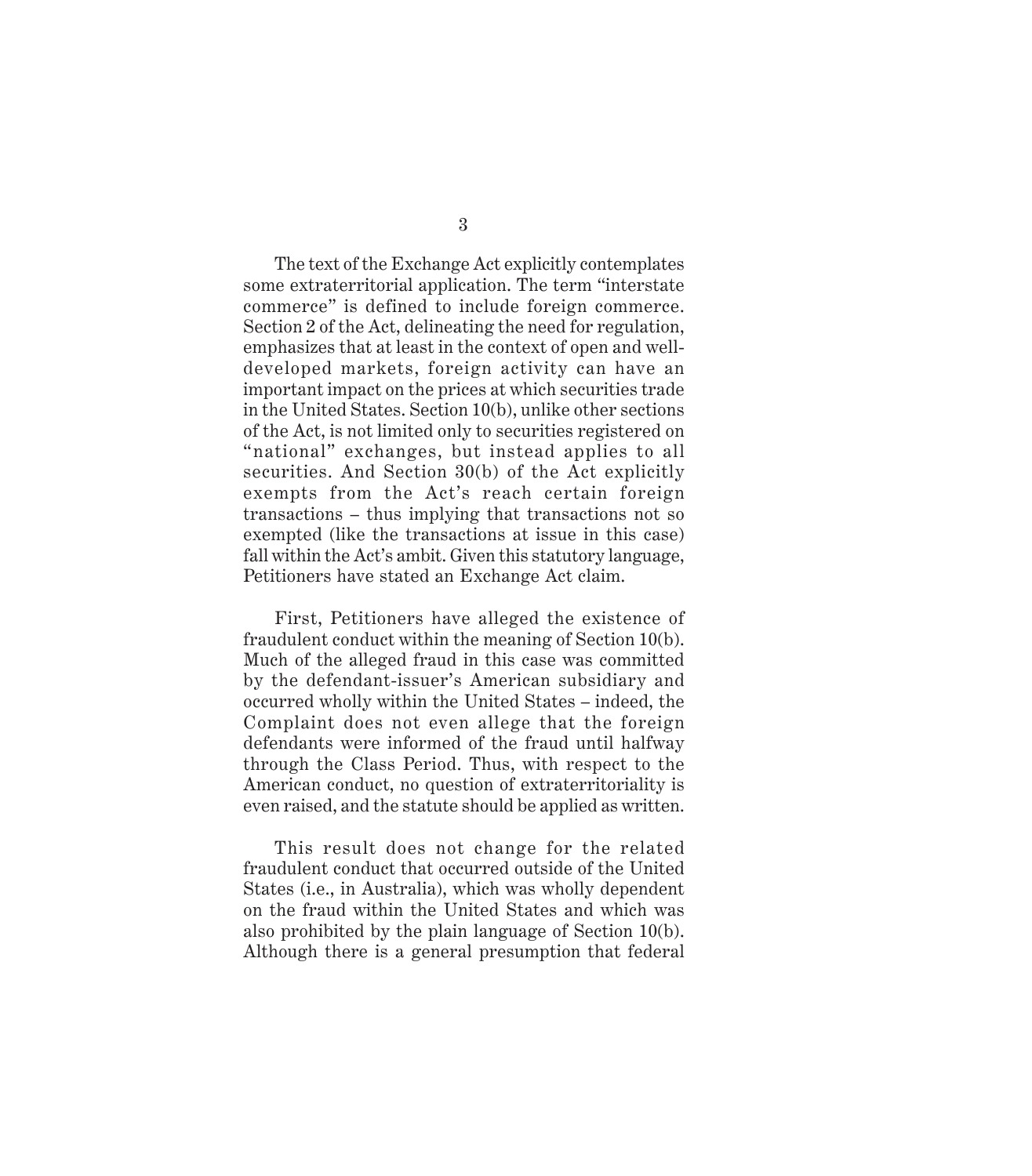The text of the Exchange Act explicitly contemplates some extraterritorial application. The term "interstate commerce" is defined to include foreign commerce. Section 2 of the Act, delineating the need for regulation, emphasizes that at least in the context of open and well-developed markets, foreign activity can have an important impact on the prices at which securities trade in the United States. Section 10(b), unlike other sections of the Act, is not limited only to securities registered on "national" exchanges, but instead applies to all securities. And Section 30(b) of the Act explicitly exempts from the Act's reach certain foreign transactions – thus implying that transactions not so exempted (like the transactions at issue in this case) fall within the Act's ambit. Given this statutory language, Petitioners have stated an Exchange Act claim.

First, Petitioners have alleged the existence of fraudulent conduct within the meaning of Section 10(b). Much of the alleged fraud in this case was committed by the defendant-issuer's American subsidiary and occurred wholly within the United States – indeed, the Complaint does not even allege that the foreign defendants were informed of the fraud until halfway through the Class Period. Thus, with respect to the American conduct, no question of extraterritoriality is even raised, and the statute should be applied as written.

This result does not change for the related fraudulent conduct that occurred outside of the United States (i.e., in Australia), which was wholly dependent on the fraud within the United States and which was also prohibited by the plain language of Section 10(b). Although there is a general presumption that federal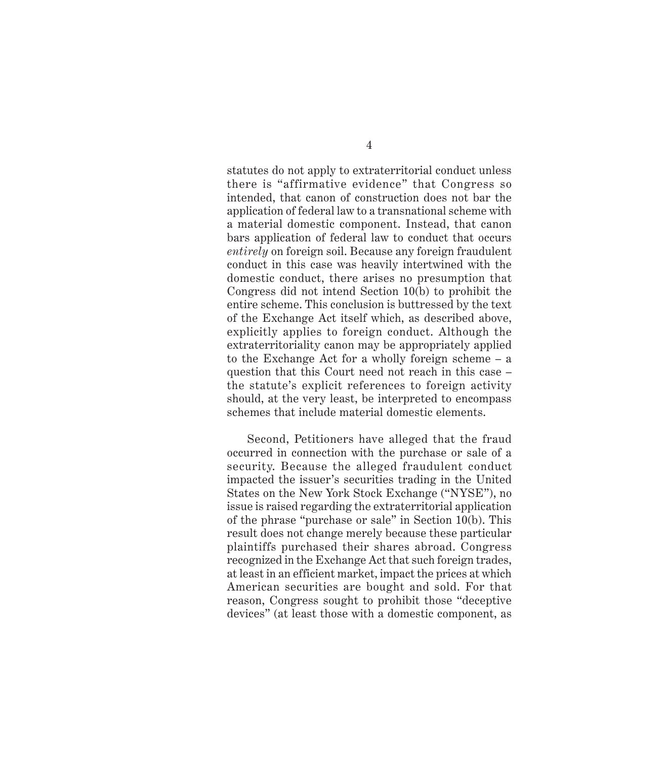statutes do not apply to extraterritorial conduct unless there is "affirmative evidence" that Congress so intended, that canon of construction does not bar the application of federal law to a transnational scheme with a material domestic component. Instead, that canon bars application of federal law to conduct that occurs *entirely* on foreign soil. Because any foreign fraudulent conduct in this case was heavily intertwined with the domestic conduct, there arises no presumption that Congress did not intend Section 10(b) to prohibit the entire scheme. This conclusion is buttressed by the text of the Exchange Act itself which, as described above, explicitly applies to foreign conduct. Although the extraterritoriality canon may be appropriately applied to the Exchange Act for a wholly foreign scheme – a question that this Court need not reach in this case – the statute's explicit references to foreign activity should, at the very least, be interpreted to encompass schemes that include material domestic elements.

Second, Petitioners have alleged that the fraud occurred in connection with the purchase or sale of a security. Because the alleged fraudulent conduct impacted the issuer's securities trading in the United States on the New York Stock Exchange ("NYSE"), no issue is raised regarding the extraterritorial application of the phrase "purchase or sale" in Section 10(b). This result does not change merely because these particular plaintiffs purchased their shares abroad. Congress recognized in the Exchange Act that such foreign trades, at least in an efficient market, impact the prices at which American securities are bought and sold. For that reason, Congress sought to prohibit those "deceptive devices" (at least those with a domestic component, as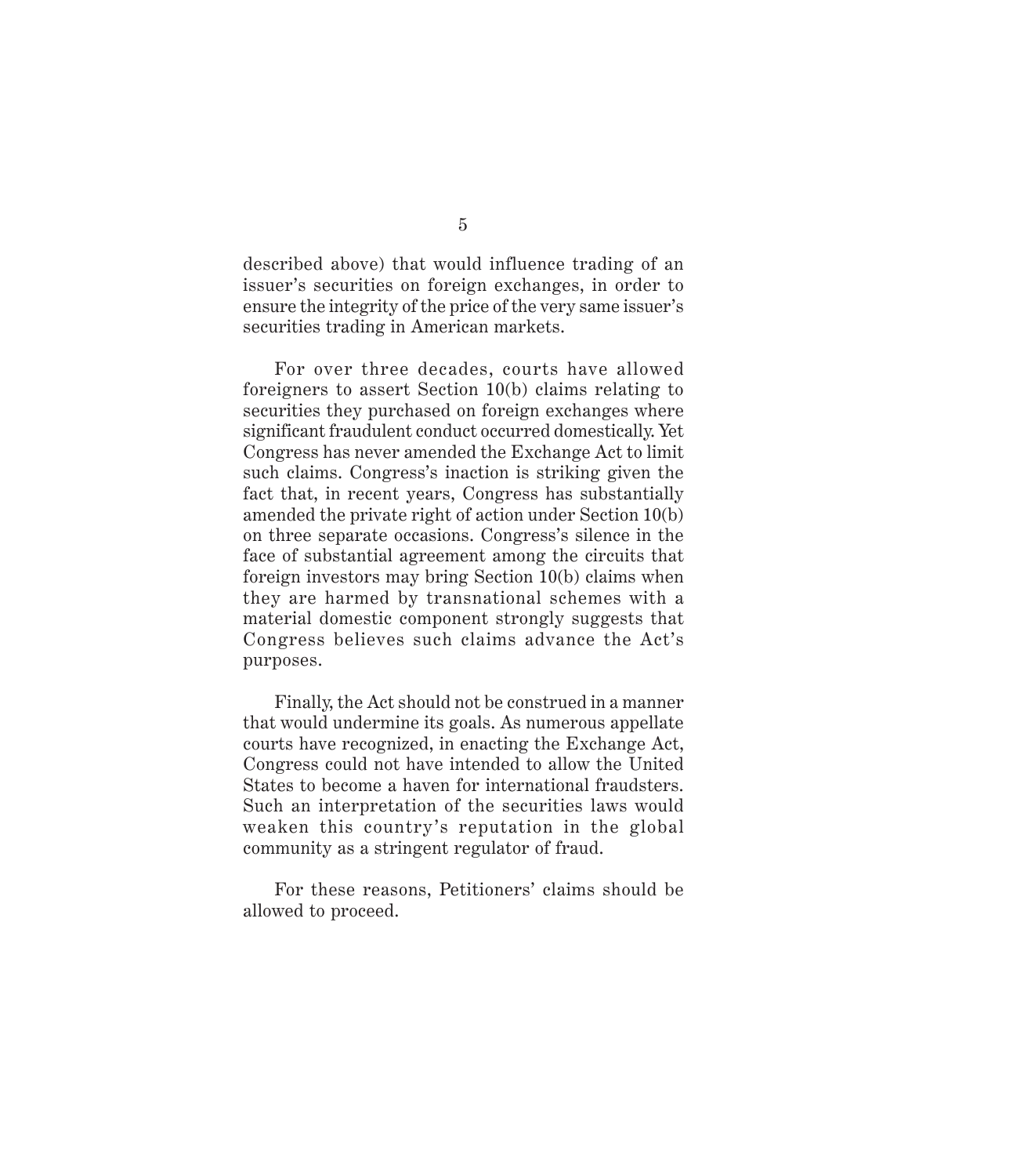described above) that would influence trading of an issuer's securities on foreign exchanges, in order to ensure the integrity of the price of the very same issuer's securities trading in American markets.

For over three decades, courts have allowed foreigners to assert Section 10(b) claims relating to securities they purchased on foreign exchanges where significant fraudulent conduct occurred domestically. Yet Congress has never amended the Exchange Act to limit such claims. Congress's inaction is striking given the fact that, in recent years, Congress has substantially amended the private right of action under Section 10(b) on three separate occasions. Congress's silence in the face of substantial agreement among the circuits that foreign investors may bring Section 10(b) claims when they are harmed by transnational schemes with a material domestic component strongly suggests that Congress believes such claims advance the Act's purposes.

Finally, the Act should not be construed in a manner that would undermine its goals. As numerous appellate courts have recognized, in enacting the Exchange Act, Congress could not have intended to allow the United States to become a haven for international fraudsters. Such an interpretation of the securities laws would weaken this country's reputation in the global community as a stringent regulator of fraud.

For these reasons, Petitioners' claims should be allowed to proceed.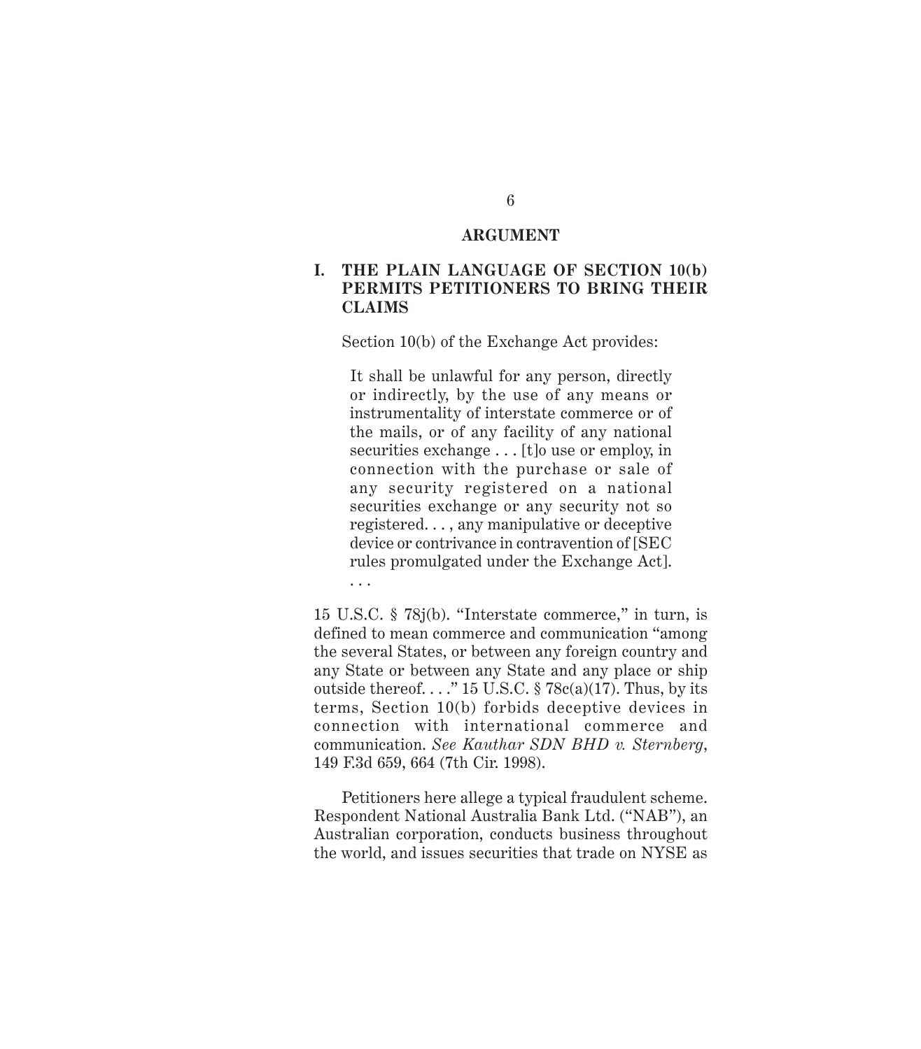## ARGUMENT

### I. THE PLAIN LANGUAGE OF SECTION 10(b) PERMITS PETITIONERS TO BRING THEIR CLAIMS

Section 10(b) of the Exchange Act provides:

> It shall be unlawful for any person, directly or indirectly, by the use of any means or instrumentality of interstate commerce or of the mails, or of any facility of any national securities exchange . . . [t]o use or employ, in connection with the purchase or sale of any security registered on a national securities exchange or any security not so registered. . . , any manipulative or deceptive device or contrivance in contravention of [SEC rules promulgated under the Exchange Act]. . . .

15 U.S.C. § 78j(b). "Interstate commerce," in turn, is defined to mean commerce and communication "among the several States, or between any foreign country and any State or between any State and any place or ship outside thereof. . . ." 15 U.S.C. § 78c(a)(17). Thus, by its terms, Section 10(b) forbids deceptive devices in connection with international commerce and communication. *See Kauthar SDN BHD v. Sternberg*, 149 F.3d 659, 664 (7th Cir. 1998).

Petitioners here allege a typical fraudulent scheme. Respondent National Australia Bank Ltd. ("NAB"), an Australian corporation, conducts business throughout the world, and issues securities that trade on NYSE as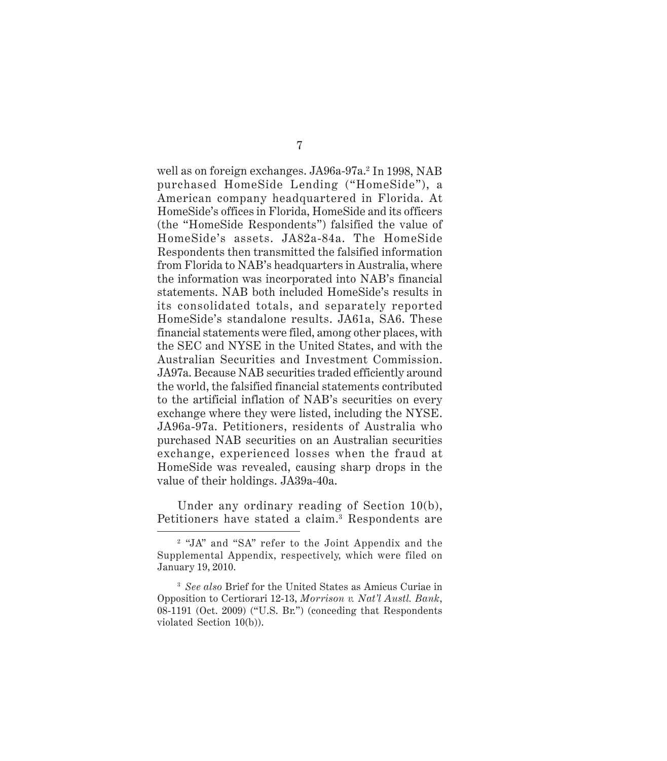well as on foreign exchanges. JA96a-97a.[2] In 1998, NAB purchased HomeSide Lending ("HomeSide"), a American company headquartered in Florida. At HomeSide's offices in Florida, HomeSide and its officers (the "HomeSide Respondents") falsified the value of HomeSide's assets. JA82a-84a. The HomeSide Respondents then transmitted the falsified information from Florida to NAB's headquarters in Australia, where the information was incorporated into NAB's financial statements. NAB both included HomeSide's results in its consolidated totals, and separately reported HomeSide's standalone results. JA61a, SA6. These financial statements were filed, among other places, with the SEC and NYSE in the United States, and with the Australian Securities and Investment Commission. JA97a. Because NAB securities traded efficiently around the world, the falsified financial statements contributed to the artificial inflation of NAB's securities on every exchange where they were listed, including the NYSE. JA96a-97a. Petitioners, residents of Australia who purchased NAB securities on an Australian securities exchange, experienced losses when the fraud at HomeSide was revealed, causing sharp drops in the value of their holdings. JA39a-40a.

Under any ordinary reading of Section 10(b), Petitioners have stated a claim.[3] Respondents are

---

[2] "JA" and "SA" refer to the Joint Appendix and the Supplemental Appendix, respectively, which were filed on January 19, 2010.

[3] *See also* Brief for the United States as Amicus Curiae in Opposition to Certiorari 12-13, *Morrison v. Nat'l Austl. Bank*, 08-1191 (Oct. 2009) ("U.S. Br.") (conceding that Respondents violated Section 10(b)).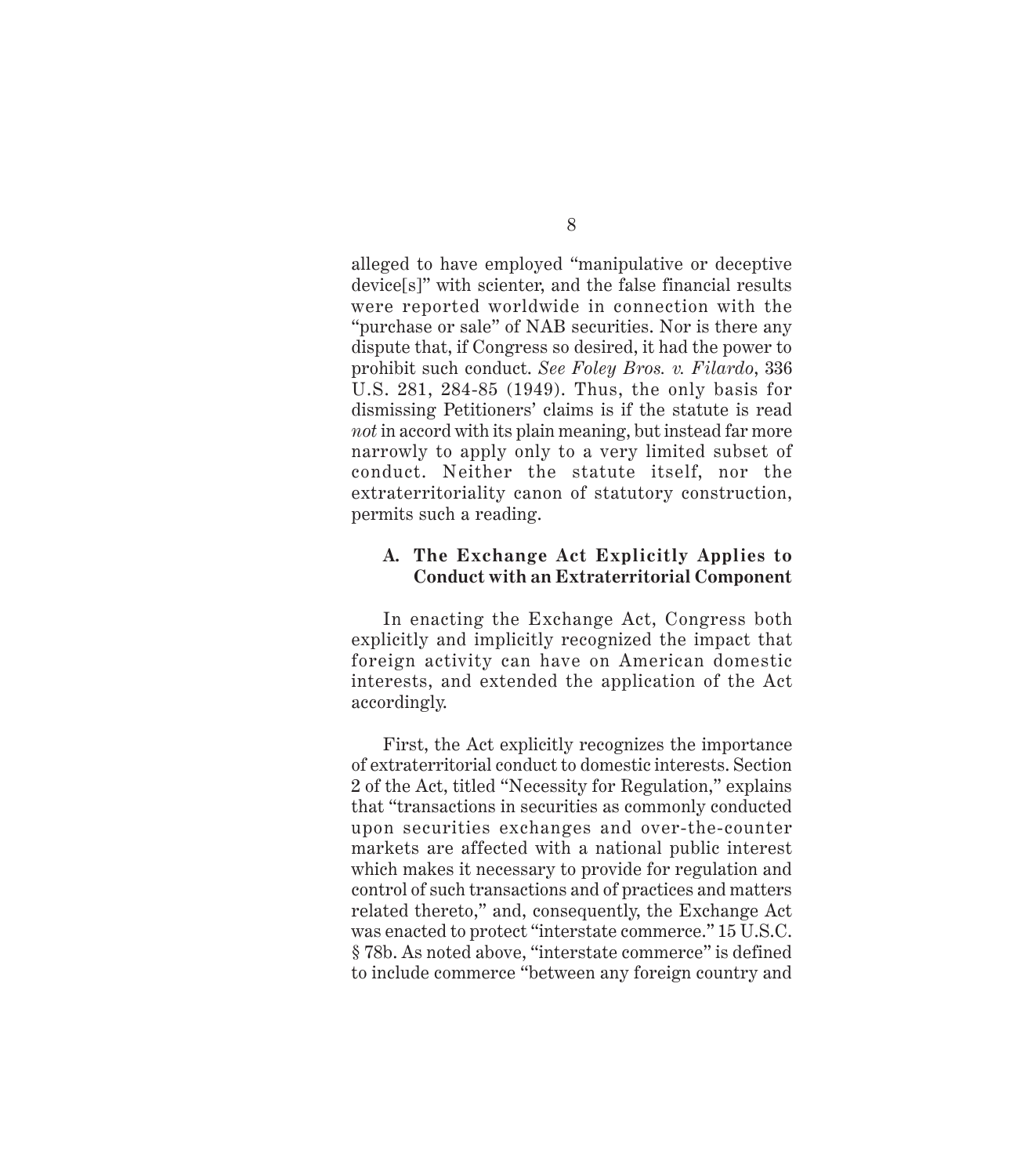alleged to have employed "manipulative or deceptive device[s]" with scienter, and the false financial results were reported worldwide in connection with the "purchase or sale" of NAB securities. Nor is there any dispute that, if Congress so desired, it had the power to prohibit such conduct. *See Foley Bros. v. Filardo*, 336 U.S. 281, 284-85 (1949). Thus, the only basis for dismissing Petitioners' claims is if the statute is read *not* in accord with its plain meaning, but instead far more narrowly to apply only to a very limited subset of conduct. Neither the statute itself, nor the extraterritoriality canon of statutory construction, permits such a reading.

### A. The Exchange Act Explicitly Applies to Conduct with an Extraterritorial Component

In enacting the Exchange Act, Congress both explicitly and implicitly recognized the impact that foreign activity can have American domestic interests, and extended the application of the Act accordingly.

First, the Act explicitly recognizes the importance of extraterritorial conduct to domestic interests. Section 2 of the Act, titled "Necessity for Regulation," explains that "transactions in securities as commonly conducted upon securities exchanges and over-the-counter markets are affected with a national public interest which makes it necessary to provide for regulation and control of such transactions and of practices and matters related thereto," and, consequently, the Exchange Act was enacted to protect "interstate commerce." 15 U.S.C. § 78b. As noted above, "interstate commerce" is defined to include commerce "between any foreign country and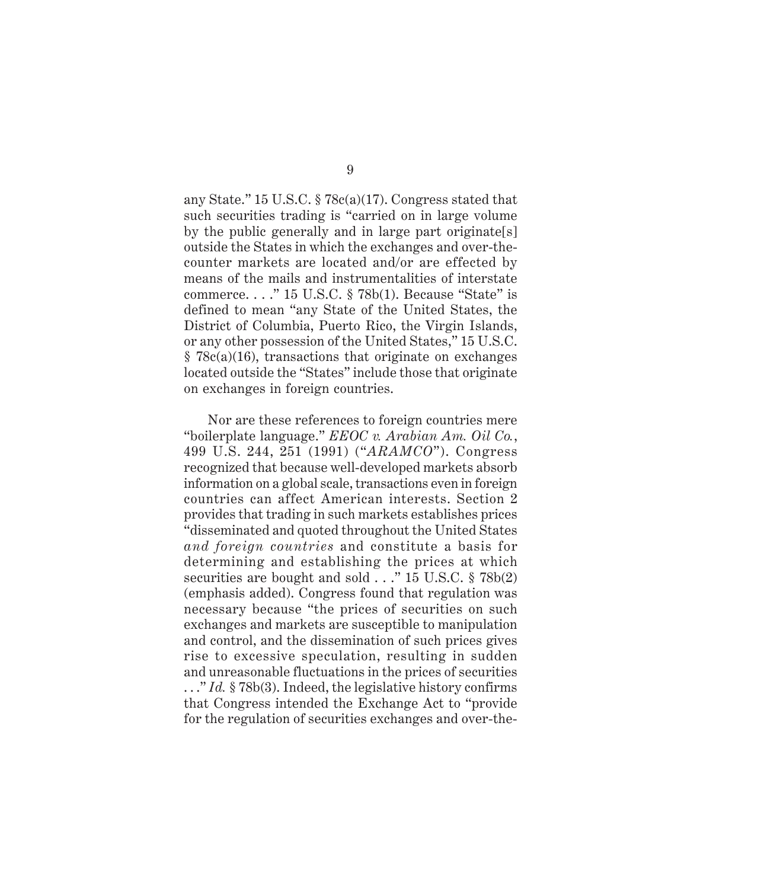any State." 15 U.S.C. § 78c(a)(17). Congress stated that such securities trading is "carried on in large volume by the public generally and in large part originate[s] outside the States in which the exchanges and over-the-counter markets are located and/or are effected by means of the mails and instrumentalities of interstate commerce. . . ." 15 U.S.C. § 78b(1). Because "State" is defined to mean "any State of the United States, the District of Columbia, Puerto Rico, the Virgin Islands, or any other possession of the United States," 15 U.S.C. § 78c(a)(16), transactions that originate on exchanges located outside the "States" include those that originate on exchanges in foreign countries.

Nor are these references to foreign countries mere "boilerplate language." *EEOC v. Arabian Am. Oil Co.*, 499 U.S. 244, 251 (1991) ("*ARAMCO*"). Congress recognized that because well-developed markets absorb information on a global scale, transactions even in foreign countries can affect American interests. Section 2 provides that trading in such markets establishes prices "disseminated and quoted throughout the United States *and foreign countries* and constitute a basis for determining and establishing the prices at which securities are bought and sold . . ." 15 U.S.C. § 78b(2) (emphasis added). Congress found that regulation was necessary because "the prices of securities on such exchanges and markets are susceptible to manipulation and control, and the dissemination of such prices gives rise to excessive speculation, resulting in sudden and unreasonable fluctuations in the prices of securities . . ." *Id.* § 78b(3). Indeed, the legislative history confirms that Congress intended the Exchange Act to "provide for the regulation of securities exchanges and over-the-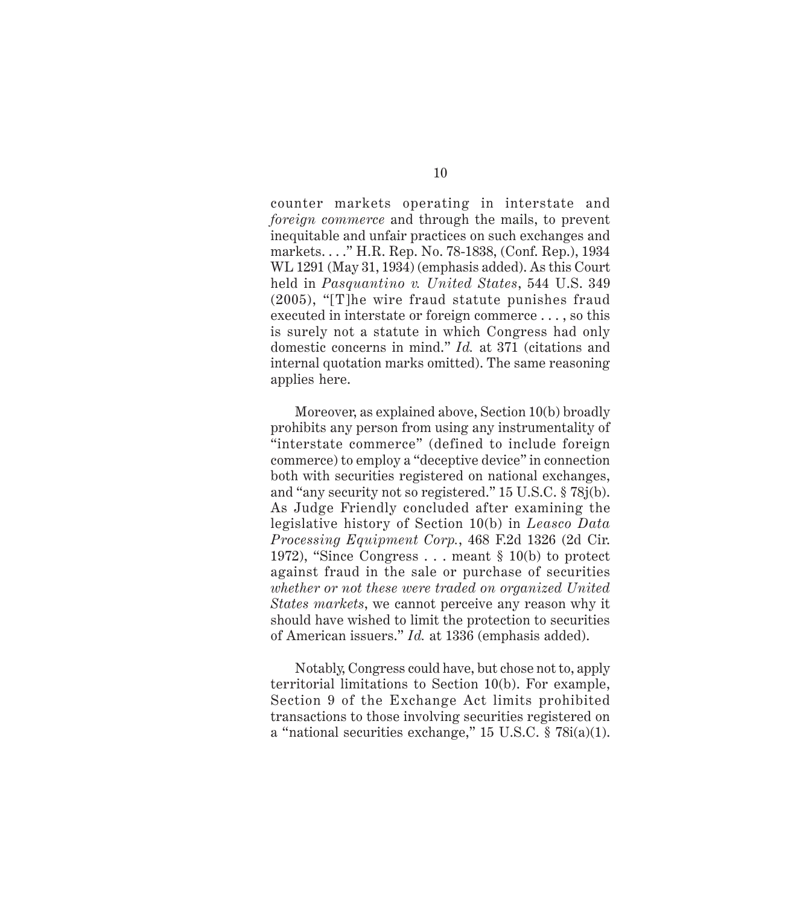counter markets operating in interstate and *foreign commerce* and through the mails, to prevent inequitable and unfair practices on such exchanges and markets. . . ." H.R. Rep. No. 78-1838, (Conf. Rep.), 1934 WL 1291 (May 31, 1934) (emphasis added). As this Court held in *Pasquantino v. United States*, 544 U.S. 349 (2005), "[T]he wire fraud statute punishes fraud executed in interstate or foreign commerce . . . , so this is surely not a statute in which Congress had only domestic concerns in mind." *Id.* at 371 (citations and internal quotation marks omitted). The same reasoning applies here.

Moreover, as explained above, Section 10(b) broadly prohibits any person from using any instrumentality of "interstate commerce" (defined to include foreign commerce) to employ a "deceptive device" in connection both with securities registered on national exchanges, and "any security not so registered." 15 U.S.C. § 78j(b). As Judge Friendly concluded after examining the legislative history of Section 10(b) in *Leasco Data Processing Equipment Corp.*, 468 F.2d 1326 (2d Cir. 1972), "Since Congress . . . meant § 10(b) to protect against fraud in the sale or purchase of securities *whether or not these were traded on organized United States markets*, we cannot perceive any reason why it should have wished to limit the protection to securities of American issuers." *Id.* at 1336 (emphasis added).

Notably, Congress could have, but chose not to, apply territorial limitations to Section 10(b). For example, Section 9 of the Exchange Act limits prohibited transactions to those involving securities registered on a "national securities exchange," 15 U.S.C. § 78i(a)(1).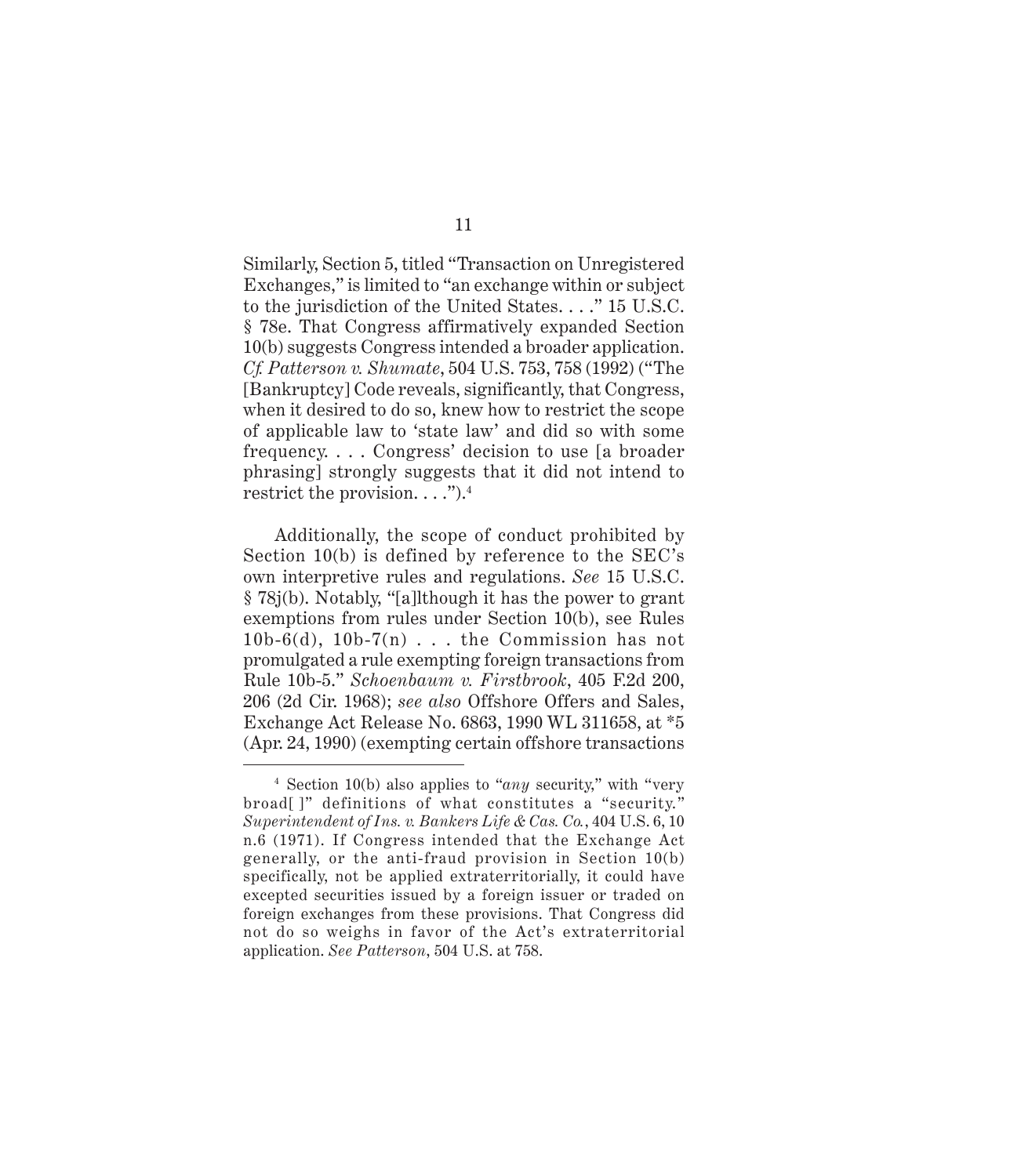Similarly, Section 5, titled "Transaction on Unregistered Exchanges," is limited to "an exchange within or subject to the jurisdiction of the United States. . . ." 15 U.S.C. § 78e. That Congress affirmatively expanded Section 10(b) suggests Congress intended a broader application. *Cf. Patterson v. Shumate*, 504 U.S. 753, 758 (1992) ("The [Bankruptcy] Code reveals, significantly, that Congress, when it desired to do so, knew how to restrict the scope of applicable law to 'state law' and did so with some frequency. . . . Congress' decision to use [a broader phrasing] strongly suggests that it did not intend to restrict the provision. . . .").[4]

Additionally, the scope of conduct prohibited by Section 10(b) is defined by reference to the SEC's own interpretive rules and regulations. *See* 15 U.S.C. § 78j(b). Notably, "[a]lthough it has the power to grant exemptions from rules under Section 10(b), see Rules 10b-6(d), 10b-7(n) . . . the Commission has not promulgated a rule exempting foreign transactions from Rule 10b-5." *Schoenbaum v. Firstbrook*, 405 F.2d 200, 206 (2d Cir. 1968); *see also* Offshore Offers and Sales, Exchange Act Release No. 6863, 1990 WL 311658, at *5 (Apr. 24, 1990) (exempting certain offshore transactions

---

[4] Section 10(b) also applies to "*any* security," with "very broad[ ]" definitions of what constitutes a "security." *Superintendent of Ins. v. Bankers Life & Cas. Co.*, 404 U.S. 6, 10 n.6 (1971). If Congress intended that the Exchange Act generally, or the anti-fraud provision in Section 10(b) specifically, not be applied extraterritorially, it could have excepted securities issued by a foreign issuer or traded on foreign exchanges from these provisions. That Congress did not do so weighs in favor of the Act's extraterritorial application. *See Patterson*, 504 U.S. at 758.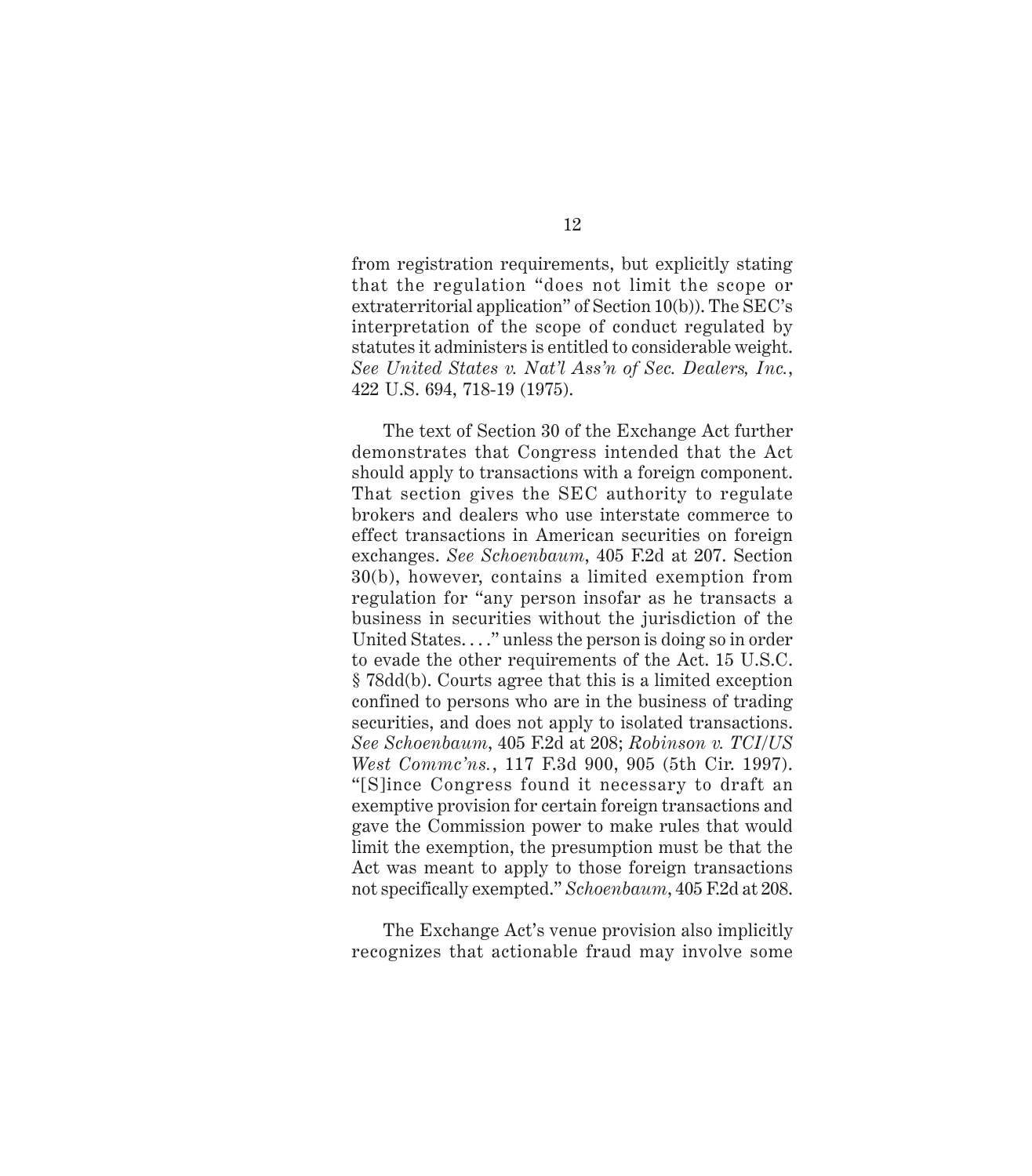from registration requirements, but explicitly stating that the regulation "does not limit the scope or extraterritorial application" of Section 10(b)). The SEC's interpretation of the scope of conduct regulated by statutes it administers is entitled to considerable weight. *See United States v. Nat'l Ass'n of Sec. Dealers, Inc.*, 422 U.S. 694, 718-19 (1975).

The text of Section 30 of the Exchange Act further demonstrates that Congress intended that the Act should apply to transactions with a foreign component. That section gives the SEC authority to regulate brokers and dealers who use interstate commerce to effect transactions in American securities on foreign exchanges. *See Schoenbaum*, 405 F.2d at 207. Section 30(b), however, contains a limited exemption from regulation for "any person insofar as he transacts a business in securities without the jurisdiction of the United States. . . ." unless the person is doing so in order to evade the other requirements of the Act. 15 U.S.C. § 78dd(b). Courts agree that this is a limited exception confined to persons who are in the business of trading securities, and does not apply to isolated transactions. *See Schoenbaum*, 405 F.2d at 208; *Robinson v. TCI/US West Commc'ns.*, 117 F.3d 900, 905 (5th Cir. 1997). "[S]ince Congress found it necessary to draft an exemptive provision for certain foreign transactions and gave the Commission power to make rules that would limit the exemption, the presumption must be that the Act was meant to apply to those foreign transactions not specifically exempted." *Schoenbaum*, 405 F.2d at 208.

The Exchange Act's venue provision also implicitly recognizes that actionable fraud may involve some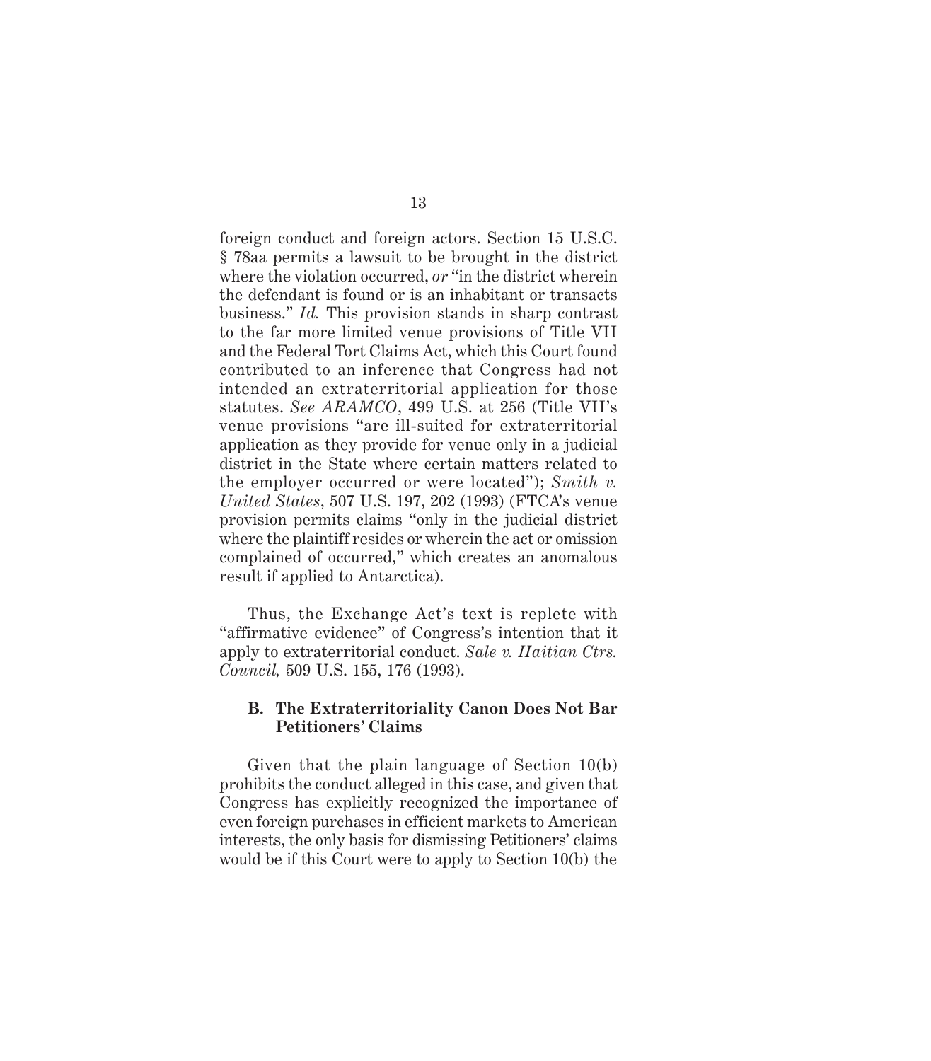foreign conduct and foreign actors. Section 15 U.S.C. § 78aa permits a lawsuit to be brought in the district where the violation occurred, *or* "in the district wherein the defendant is found or is an inhabitant or transacts business." *Id.* This provision stands in sharp contrast to the far more limited venue provisions of Title VII and the Federal Tort Claims Act, which this Court found contributed to an inference that Congress had not intended an extraterritorial application for those statutes. *See ARAMCO*, 499 U.S. at 256 (Title VII's venue provisions "are ill-suited for extraterritorial application as they provide for venue only in a judicial district in the State where certain matters related to the employer occurred or were located"); *Smith v. United States*, 507 U.S. 197, 202 (1993) (FTCA's venue provision permits claims "only in the judicial district where the plaintiff resides or wherein the act or omission complained of occurred," which creates an anomalous result if applied to Antarctica).

Thus, the Exchange Act's text is replete with "affirmative evidence" of Congress's intention that it apply to extraterritorial conduct. *Sale v. Haitian Ctrs. Council,* 509 U.S. 155, 176 (1993).

### B. The Extraterritoriality Canon Does Not Bar Petitioners' Claims

Given that the plain language of Section 10(b) prohibits the conduct alleged in this case, and given that Congress has explicitly recognized the importance of even foreign purchases in efficient markets to American interests, the only basis for dismissing Petitioners' claims would be if this Court were to apply to Section 10(b) the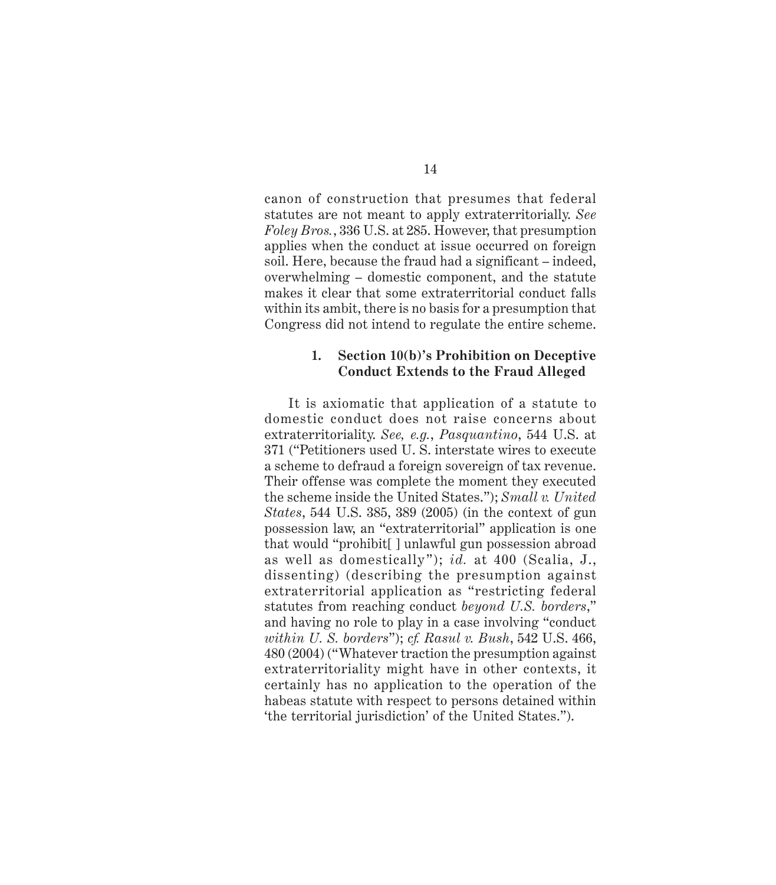canon of construction that presumes that federal statutes are not meant to apply extraterritorially. *See Foley Bros.*, 336 U.S. at 285. However, that presumption applies when the conduct at issue occurred on foreign soil. Here, because the fraud had a significant – indeed, overwhelming – domestic component, and the statute makes it clear that some extraterritorial conduct falls within its ambit, there is no basis for a presumption that Congress did not intend to regulate the entire scheme.

#### 1. Section 10(b)'s Prohibition on Deceptive Conduct Extends to the Fraud Alleged

It is axiomatic that application of a statute to domestic conduct does not raise concerns about extraterritoriality. *See, e.g.*, *Pasquantino*, 544 U.S. at 371 ("Petitioners used U. S. interstate wires to execute a scheme to defraud a foreign sovereign of tax revenue. Their offense was complete the moment they executed the scheme inside the United States."); *Small v. United States*, 544 U.S. 385, 389 (2005) (in the context of gun possession law, an "extraterritorial" application is one that would "prohibit[ ] unlawful gun possession abroad as well as domestically"); *id.* at 400 (Scalia, J., dissenting) (describing the presumption against extraterritorial application as "restricting federal statutes from reaching conduct *beyond U.S. borders*," and having no role to play in a case involving "conduct *within U. S. borders*"); *cf. Rasul v. Bush*, 542 U.S. 466, 480 (2004) ("Whatever traction the presumption against extraterritoriality might have in other contexts, it certainly has no application to the operation of the habeas statute with respect to persons detained within 'the territorial jurisdiction' of the United States.").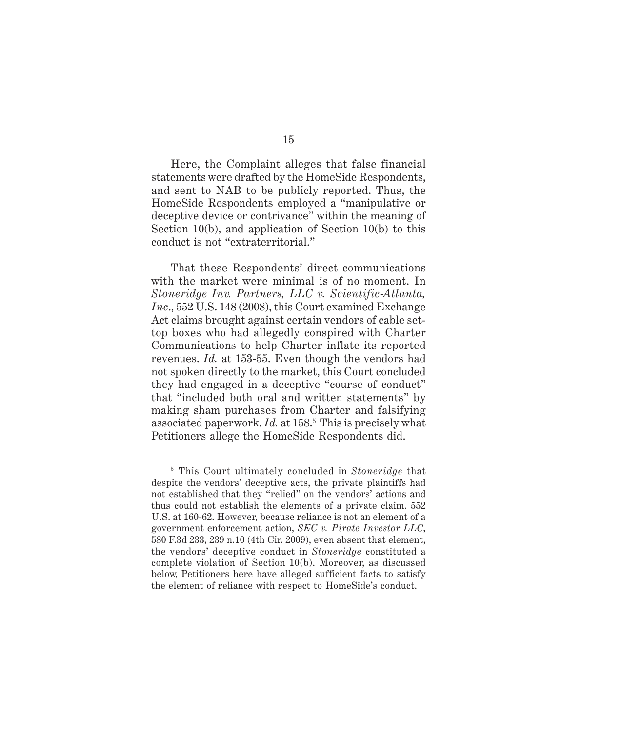Here, the Complaint alleges that false financial statements were drafted by the HomeSide Respondents, and sent to NAB to be publicly reported. Thus, the HomeSide Respondents employed a "manipulative or deceptive device or contrivance" within the meaning of Section 10(b), and application of Section 10(b) to this conduct is not "extraterritorial."

That these Respondents' direct communications with the market were minimal is of no moment. In *Stoneridge Inv. Partners, LLC v. Scientific-Atlanta, Inc*., 552 U.S. 148 (2008), this Court examined Exchange Act claims brought against certain vendors of cable set-top boxes who had allegedly conspired with Charter Communications to help Charter inflate its reported revenues. *Id.* at 153-55. Even though the vendors had not spoken directly to the market, this Court concluded they had engaged in a deceptive "course of conduct" that "included both oral and written statements" by making sham purchases from Charter and falsifying associated paperwork. *Id.* at 158.[5] This is precisely what Petitioners allege the HomeSide Respondents did.

---

[5] This Court ultimately concluded in *Stoneridge* that despite the vendors' deceptive acts, the private plaintiffs had not established that they "relied" on the vendors' actions and thus could not establish the elements of a private claim. 552 U.S. at 160-62. However, because reliance is not an element of a government enforcement action, *SEC v. Pirate Investor LLC*, 580 F.3d 233, 239 n.10 (4th Cir. 2009), even absent that element, the vendors' deceptive conduct in *Stoneridge* constituted a complete violation of Section 10(b). Moreover, as discussed below, Petitioners here have alleged sufficient facts to satisfy the element of reliance with respect to HomeSide's conduct.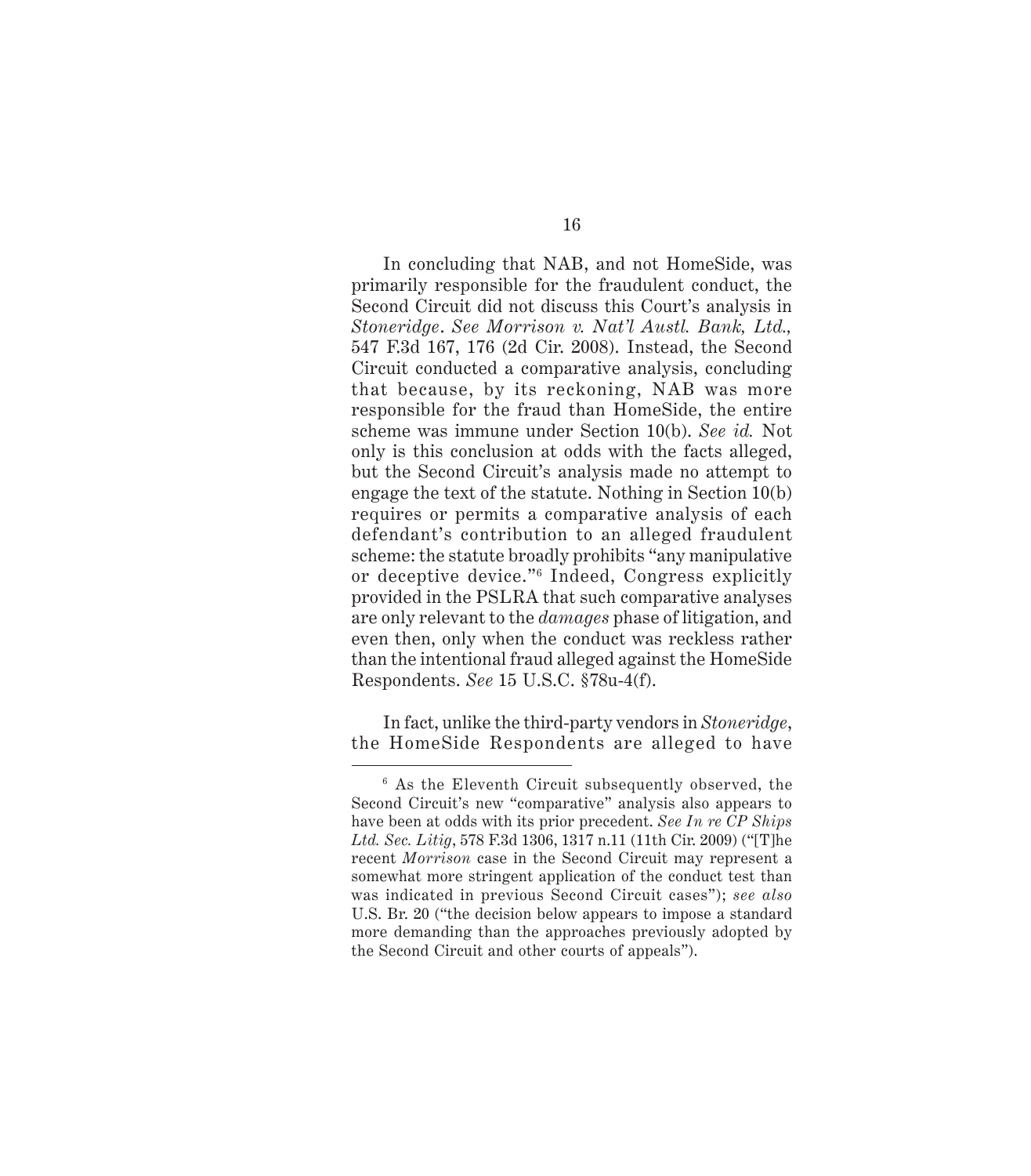In concluding that NAB, and not HomeSide, was primarily responsible for the fraudulent conduct, the Second Circuit did not discuss this Court's analysis in *Stoneridge*. *See Morrison v. Nat'l Austl. Bank, Ltd.*, 547 F.3d 167, 176 (2d Cir. 2008). Instead, the Second Circuit conducted a comparative analysis, concluding that because, by its reckoning, NAB was more responsible for the fraud than HomeSide, the entire scheme was immune under Section 10(b). *See id.* Not only is this conclusion at odds with the facts alleged, but the Second Circuit's analysis made no attempt to engage the text of the statute. Nothing in Section 10(b) requires or permits a comparative analysis of each defendant's contribution to an alleged fraudulent scheme: the statute broadly prohibits "any manipulative or deceptive device."[6] Indeed, Congress explicitly provided in the PSLRA that such comparative analyses are only relevant to the *damages* phase of litigation, and even then, only when the conduct was reckless rather than the intentional fraud alleged against the HomeSide Respondents. *See* 15 U.S.C. §78u-4(f).

In fact, unlike the third-party vendors in *Stoneridge*, the HomeSide Respondents are alleged to have

---

[6] As the Eleventh Circuit subsequently observed, the Second Circuit's new "comparative" analysis also appears to have been at odds with its prior precedent. *See In re CP Ships Ltd. Sec. Litig*, 578 F.3d 1306, 1317 n.11 (11th Cir. 2009) ("[T]he recent *Morrison* case in the Second Circuit may represent a somewhat more stringent application of the conduct test than was indicated in previous Second Circuit cases"); *see also* U.S. Br. 20 ("the decision below appears to impose a standard more demanding than the approaches previously adopted by the Second Circuit and other courts of appeals").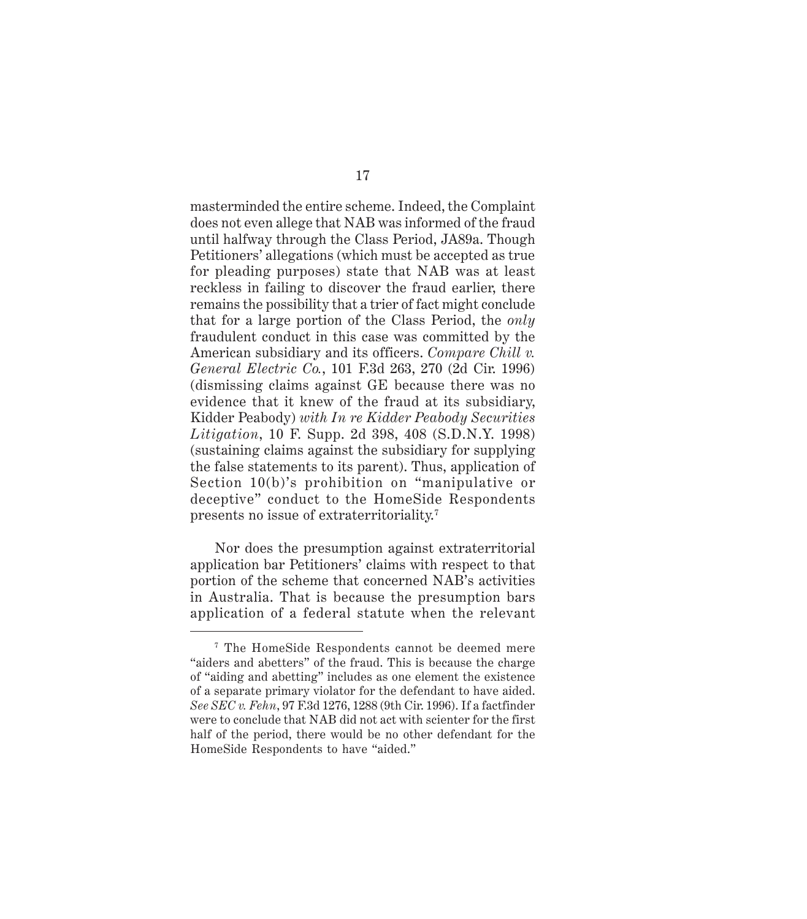masterminded the entire scheme. Indeed, the Complaint does not even allege that NAB was informed of the fraud until halfway through the Class Period, JA89a. Though Petitioners' allegations (which must be accepted as true for pleading purposes) state that NAB was at least reckless in failing to discover the fraud earlier, there remains the possibility that a trier of fact might conclude that for a large portion of the Class Period, the *only* fraudulent conduct in this case was committed by the American subsidiary and its officers. *Compare Chill v. General Electric Co.*, 101 F.3d 263, 270 (2d Cir. 1996) (dismissing claims against GE because there was no evidence that it knew of the fraud at its subsidiary, Kidder Peabody) *with In re Kidder Peabody Securities Litigation*, 10 F. Supp. 2d 398, 408 (S.D.N.Y. 1998) (sustaining claims against the subsidiary for supplying the false statements to its parent). Thus, application of Section 10(b)'s prohibition on "manipulative or deceptive" conduct to the HomeSide Respondents presents no issue of extraterritoriality.[7]

Nor does the presumption against extraterritorial application bar Petitioners' claims with respect to that portion of the scheme that concerned NAB's activities in Australia. That is because the presumption bars application of a federal statute when the relevant

---

[7] The HomeSide Respondents cannot be deemed mere "aiders and abetters" of the fraud. This is because the charge of "aiding and abetting" includes as one element the existence of a separate primary violator for the defendant to have aided. *See SEC v. Fehn*, 97 F.3d 1276, 1288 (9th Cir. 1996). If a factfinder were to conclude that NAB did not act with scienter for the first half of the period, there would be no other defendant for the HomeSide Respondents to have "aided."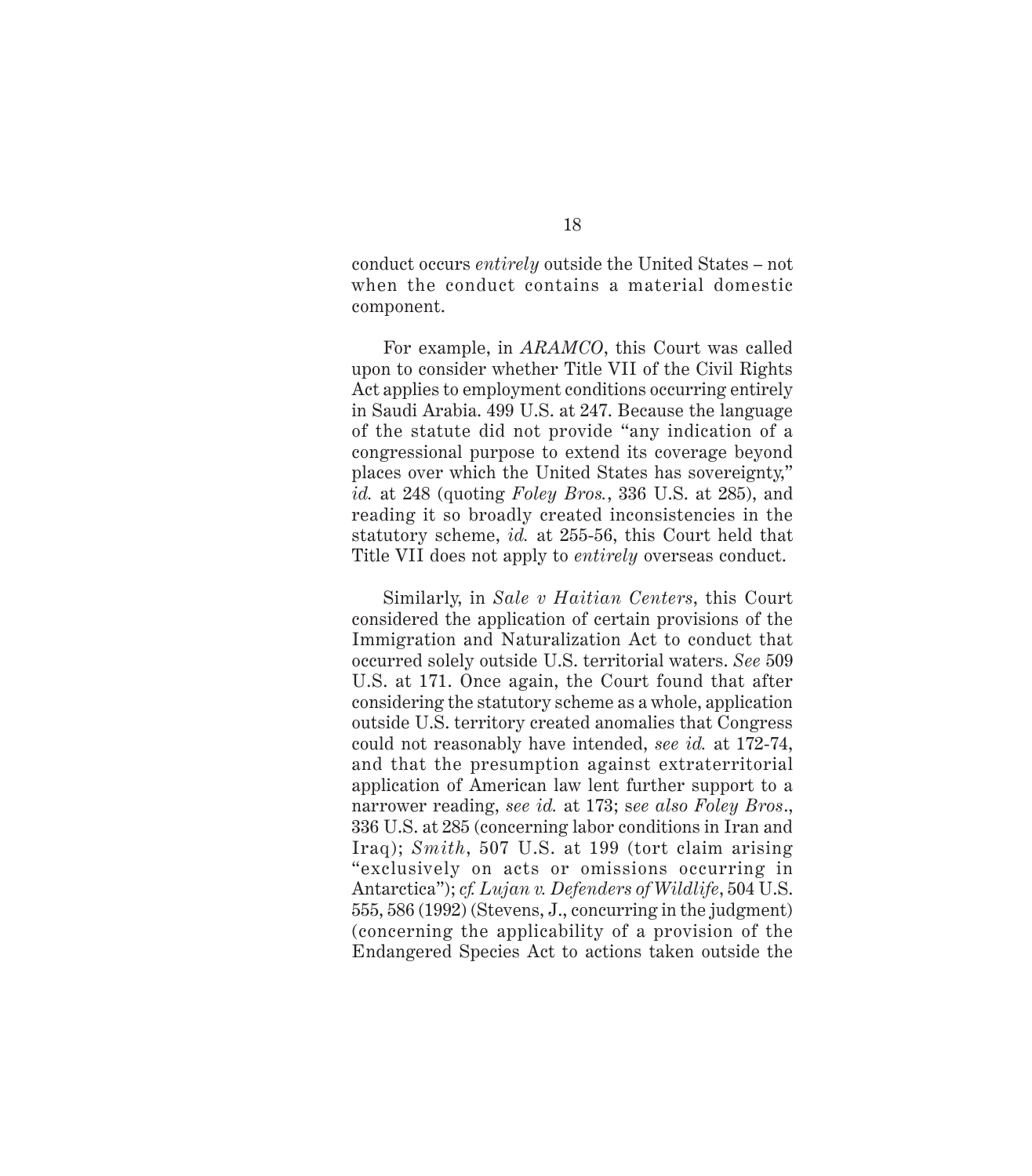conduct occurs *entirely* outside the United States – not when the conduct contains a material domestic component.

For example, in *ARAMCO*, this Court was called upon to consider whether Title VII of the Civil Rights Act applies to employment conditions occurring entirely in Saudi Arabia. 499 U.S. at 247. Because the language of the statute did not provide "any indication of a congressional purpose to extend its coverage beyond places over which the United States has sovereignty," *id.* at 248 (quoting *Foley Bros.*, 336 U.S. at 285), and reading it so broadly created inconsistencies in the statutory scheme, *id.* at 255-56, this Court held that Title VII does not apply to *entirely* overseas conduct.

Similarly, in *Sale v Haitian Centers*, this Court considered the application of certain provisions of the Immigration and Naturalization Act to conduct that occurred solely outside U.S. territorial waters. *See* 509 U.S. at 171. Once again, the Court found that after considering the statutory scheme as a whole, application outside U.S. territory created anomalies that Congress could not reasonably have intended, *see id.* at 172-74, and that the presumption against extraterritorial application of American law lent further support to a narrower reading, *see id.* at 173; s*ee also Foley Bros*., 336 U.S. at 285 (concerning labor conditions in Iran and Iraq); *Smith*, 507 U.S. at 199 (tort claim arising "exclusively on acts or omissions occurring in Antarctica"); *cf. Lujan v. Defenders of Wildlife*, 504 U.S. 555, 586 (1992) (Stevens, J., concurring in the judgment) (concerning the applicability of a provision of the Endangered Species Act to actions taken outside the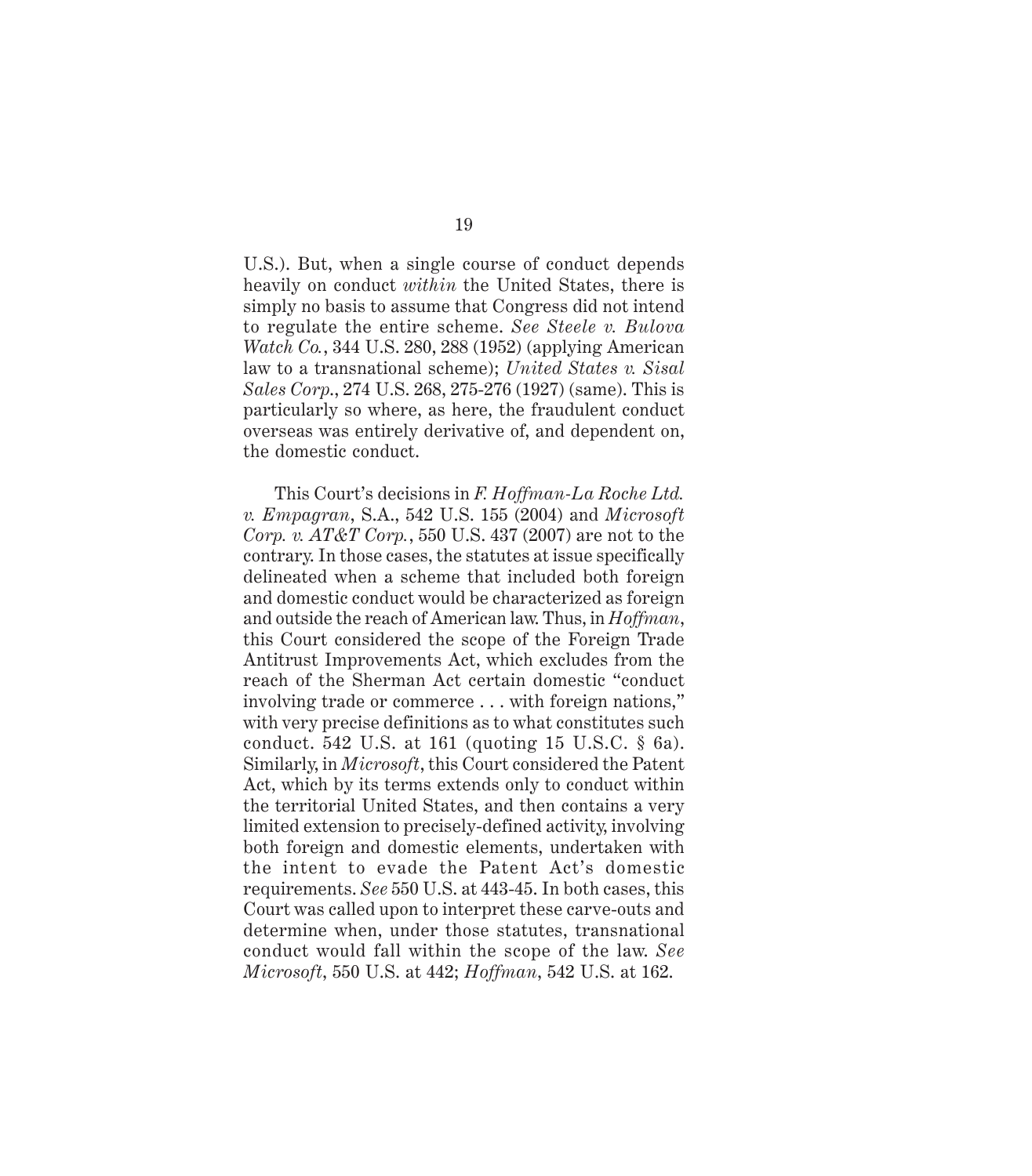U.S.). But, when a single course of conduct depends heavily on conduct *within* the United States, there is simply no basis to assume that Congress did not intend to regulate the entire scheme. *See Steele v. Bulova Watch Co.*, 344 U.S. 280, 288 (1952) (applying American law to a transnational scheme); *United States v. Sisal Sales Corp.*, 274 U.S. 268, 275-276 (1927) (same). This is particularly so where, as here, the fraudulent conduct overseas was entirely derivative of, and dependent on, the domestic conduct.

This Court's decisions in *F. Hoffman-La Roche Ltd. v. Empagran*, S.A., 542 U.S. 155 (2004) and *Microsoft Corp. v. AT&T Corp.*, 550 U.S. 437 (2007) are not to the contrary. In those cases, the statutes at issue specifically delineated when a scheme that included both foreign and domestic conduct would be characterized as foreign and outside the reach of American law. Thus, in *Hoffman*, this Court considered the scope of the Foreign Trade Antitrust Improvements Act, which excludes from the reach of the Sherman Act certain domestic "conduct involving trade or commerce . . . with foreign nations," with very precise definitions as to what constitutes such conduct. 542 U.S. at 161 (quoting 15 U.S.C. § 6a). Similarly, in *Microsoft*, this Court considered the Patent Act, which by its terms extends only to conduct within the territorial United States, and then contains a very limited extension to precisely-defined activity, involving both foreign and domestic elements, undertaken with the intent to evade the Patent Act's domestic requirements. *See* 550 U.S. at 443-45. In both cases, this Court was called upon to interpret these carve-outs and determine when, under those statutes, transnational conduct would fall within the scope of the law. *See Microsoft*, 550 U.S. at 442; *Hoffman*, 542 U.S. at 162.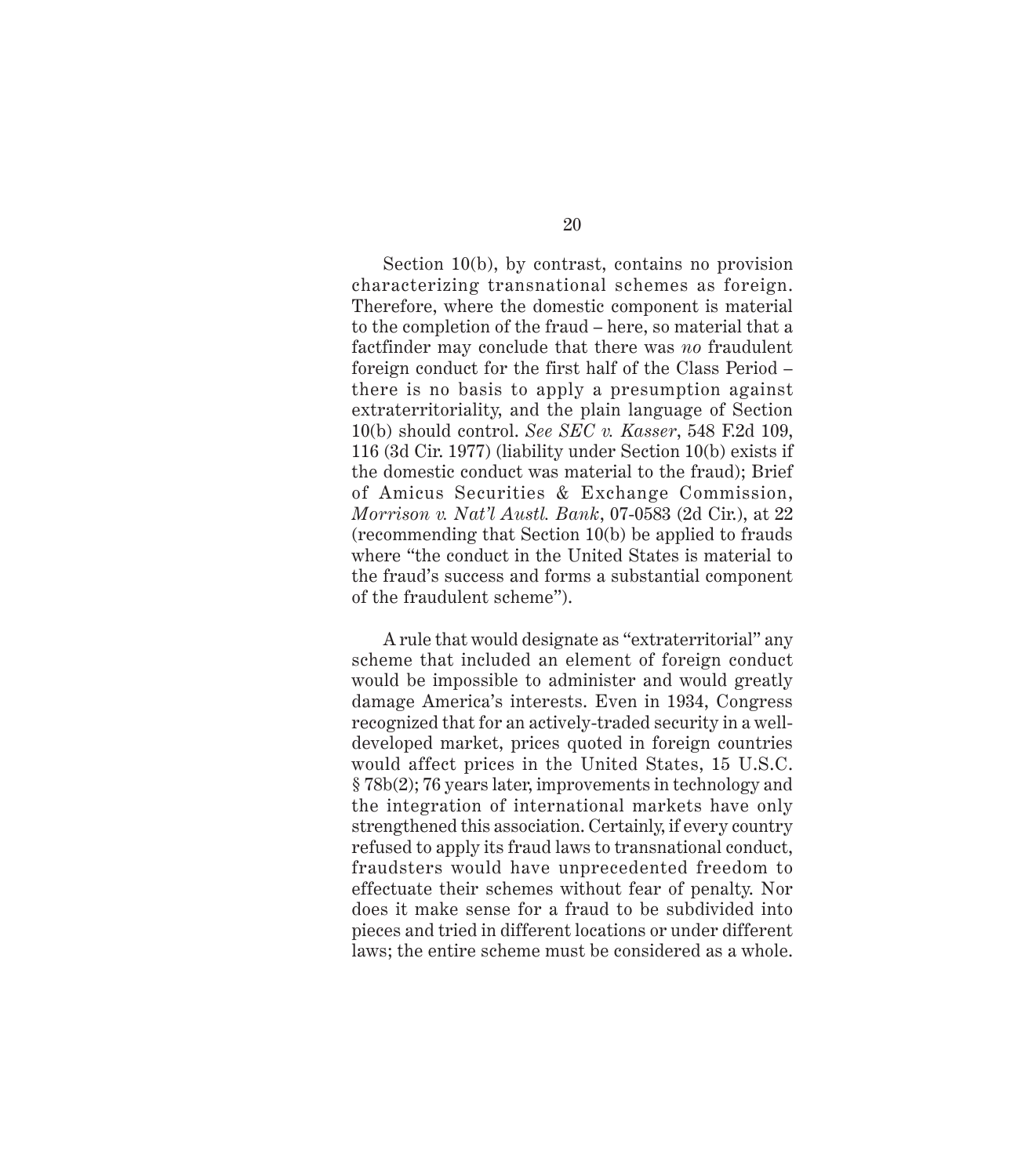Section 10(b), by contrast, contains no provision characterizing transnational schemes as foreign. Therefore, where the domestic component is material to the completion of the fraud – here, so material that a factfinder may conclude that there was *no* fraudulent foreign conduct for the first half of the Class Period – there is no basis to apply a presumption against extraterritoriality, and the plain language of Section 10(b) should control. *See SEC v. Kasser*, 548 F.2d 109, 116 (3d Cir. 1977) (liability under Section 10(b) exists if the domestic conduct was material to the fraud); Brief of Amicus Securities & Exchange Commission, *Morrison v. Nat'l Austl. Bank*, 07-0583 (2d Cir.), at 22 (recommending that Section 10(b) be applied to frauds where "the conduct in the United States is material to the fraud's success and forms a substantial component of the fraudulent scheme").

A rule that would designate as "extraterritorial" any scheme that included an element of foreign conduct would be impossible to administer and would greatly damage America's interests. Even in 1934, Congress recognized that for an actively-traded security in a well-developed market, prices quoted in foreign countries would affect prices in the United States, 15 U.S.C. § 78b(2); 76 years later, improvements in technology and the integration of international markets have only strengthened this association. Certainly, if every country refused to apply its fraud laws to transnational conduct, fraudsters would have unprecedented freedom to effectuate their schemes without fear of penalty. Nor does it make sense for a fraud to be subdivided into pieces and tried in different locations or under different laws; the entire scheme must be considered as a whole.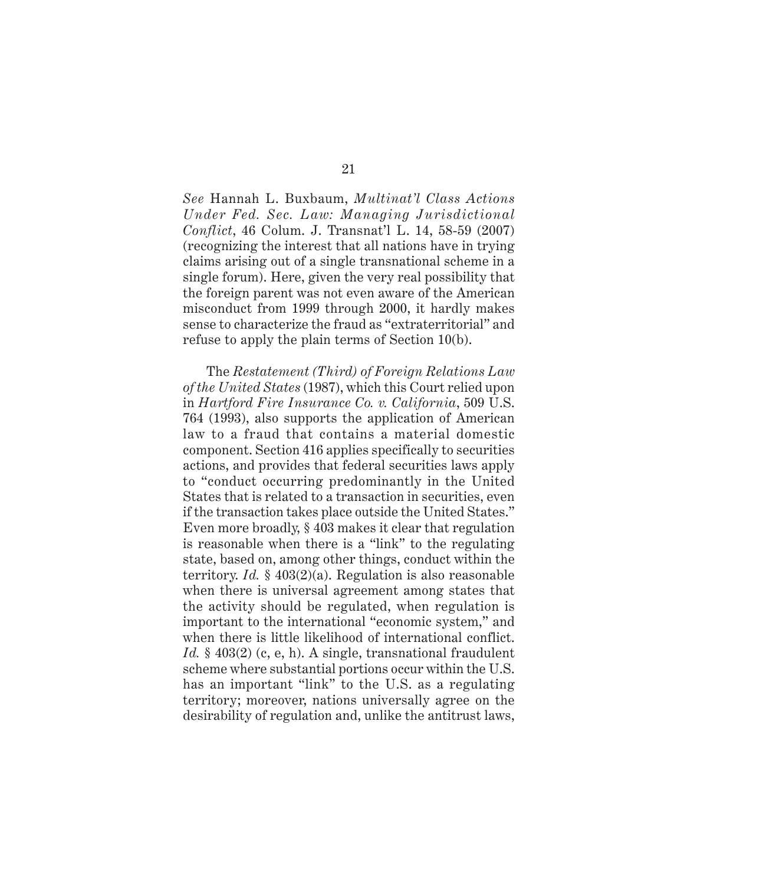*See* Hannah L. Buxbaum, *Multinat'l Class Actions Under Fed. Sec. Law: Managing Jurisdictional Conflict*, 46 Colum. J. Transnat'l L. 14, 58-59 (2007) (recognizing the interest that all nations have in trying claims arising out of a single transnational scheme in a single forum). Here, given the very real possibility that the foreign parent was not even aware of the American misconduct from 1999 through 2000, it hardly makes sense to characterize the fraud as "extraterritorial" and refuse to apply the plain terms of Section 10(b).

The *Restatement (Third) of Foreign Relations Law of the United States* (1987), which this Court relied upon in *Hartford Fire Insurance Co. v. California*, 509 U.S. 764 (1993), also supports the application of American law to a fraud that contains a material domestic component. Section 416 applies specifically to securities actions, and provides that federal securities laws apply to "conduct occurring predominantly in the United States that is related to a transaction in securities, even if the transaction takes place outside the United States." Even more broadly, § 403 makes it clear that regulation is reasonable when there is a "link" to the regulating state, based on, among other things, conduct within the territory. *Id.* § 403(2)(a). Regulation is also reasonable when there is universal agreement among states that the activity should be regulated, when regulation is important to the international "economic system," and when there is little likelihood of international conflict. *Id.* § 403(2) (c, e, h). A single, transnational fraudulent scheme where substantial portions occur within the U.S. has an important "link" to the U.S. as a regulating territory; moreover, nations universally agree on the desirability of regulation and, unlike the antitrust laws,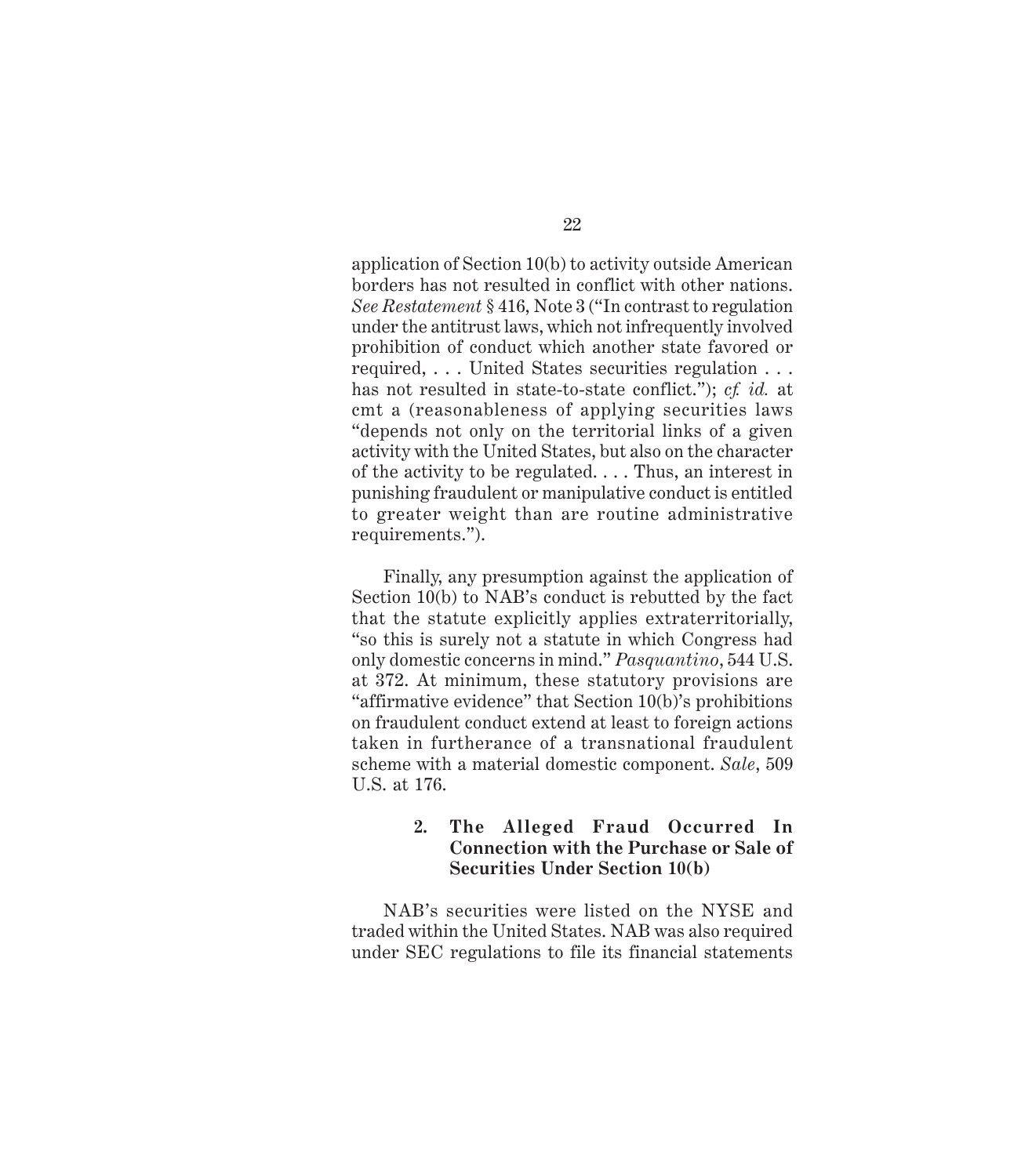application of Section 10(b) to activity outside American borders has not resulted in conflict with other nations. *See Restatement* § 416, Note 3 ("In contrast to regulation under the antitrust laws, which not infrequently involved prohibition of conduct which another state favored or required, . . . United States securities regulation . . . has not resulted in state-to-state conflict."); *cf. id.* at cmt a (reasonableness of applying securities laws "depends not only on the territorial links of a given activity with the United States, but also on the character of the activity to be regulated. . . . Thus, an interest in punishing fraudulent or manipulative conduct is entitled to greater weight than are routine administrative requirements.").

Finally, any presumption against the application of Section 10(b) to NAB's conduct is rebutted by the fact that the statute explicitly applies extraterritorially, "so this is surely not a statute in which Congress had only domestic concerns in mind." *Pasquantino*, 544 U.S. at 372. At minimum, these statutory provisions are "affirmative evidence" that Section 10(b)'s prohibitions on fraudulent conduct extend at least to foreign actions taken in furtherance of a transnational fraudulent scheme with a material domestic component. *Sale*, 509 U.S. at 176.

#### 2. The Alleged Fraud Occurred In Connection with the Purchase or Sale of Securities Under Section 10(b)

NAB's securities were listed on the NYSE and traded within the United States. NAB was also required under SEC regulations to file its financial statements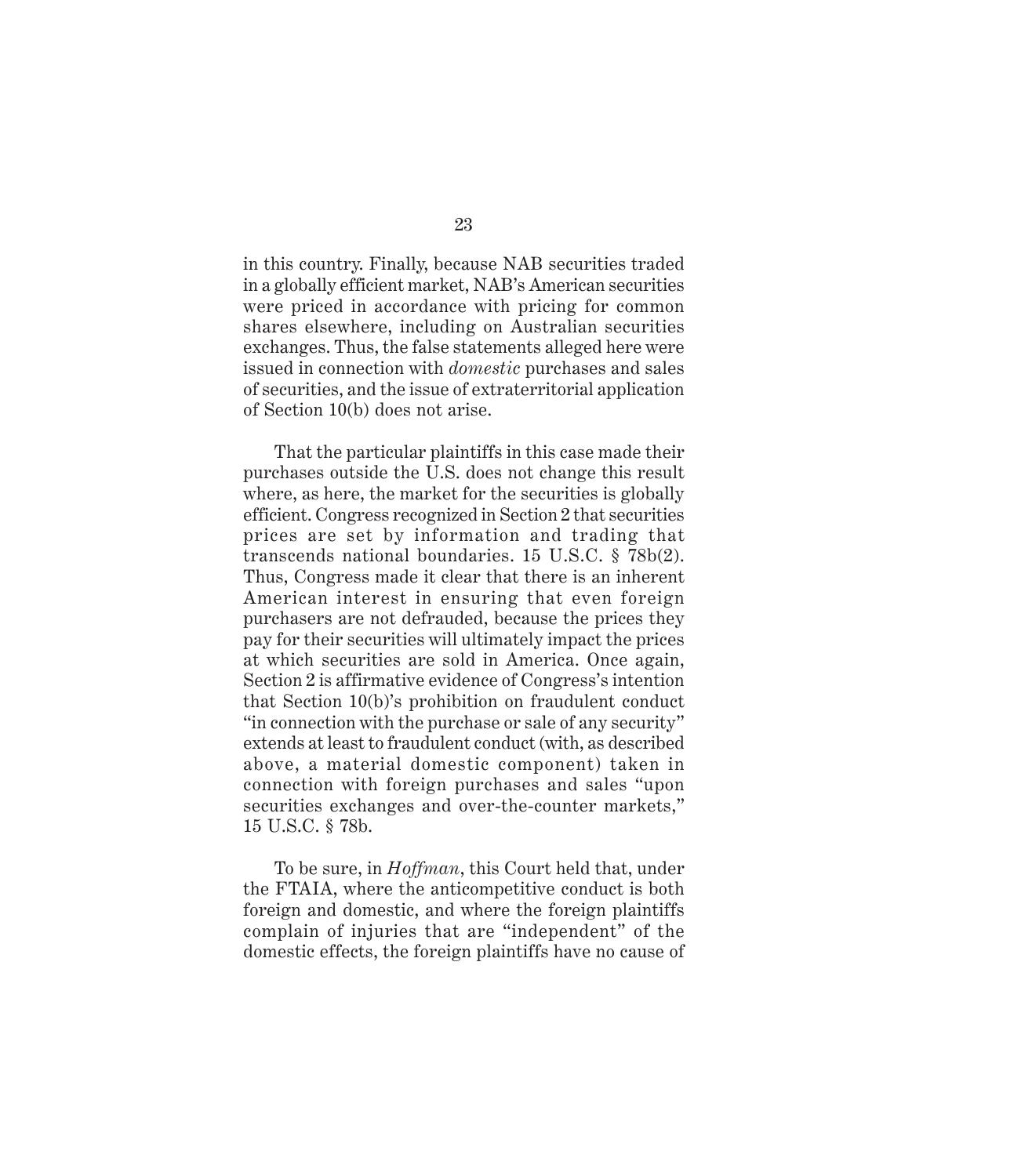in this country. Finally, because NAB securities traded in a globally efficient market, NAB's American securities were priced in accordance with pricing for common shares elsewhere, including on Australian securities exchanges. Thus, the false statements alleged here were issued in connection with *domestic* purchases and sales of securities, and the issue of extraterritorial application of Section 10(b) does not arise.

That the particular plaintiffs in this case made their purchases outside the U.S. does not change this result where, as here, the market for the securities is globally efficient. Congress recognized in Section 2 that securities prices are set by information and trading that transcends national boundaries. 15 U.S.C. § 78b(2). Thus, Congress made it clear that there is an inherent American interest in ensuring that even foreign purchasers are not defrauded, because the prices they pay for their securities will ultimately impact the prices at which securities are sold in America. Once again, Section 2 is affirmative evidence of Congress's intention that Section 10(b)'s prohibition on fraudulent conduct "in connection with the purchase or sale of any security" extends at least to fraudulent conduct (with, as described above, a material domestic component) taken in connection with foreign purchases and sales "upon securities exchanges and over-the-counter markets," 15 U.S.C. § 78b.

To be sure, in *Hoffman*, this Court held that, under the FTAIA, where the anticompetitive conduct is both foreign and domestic, and where the foreign plaintiffs complain of injuries that are "independent" of the domestic effects, the foreign plaintiffs have no cause of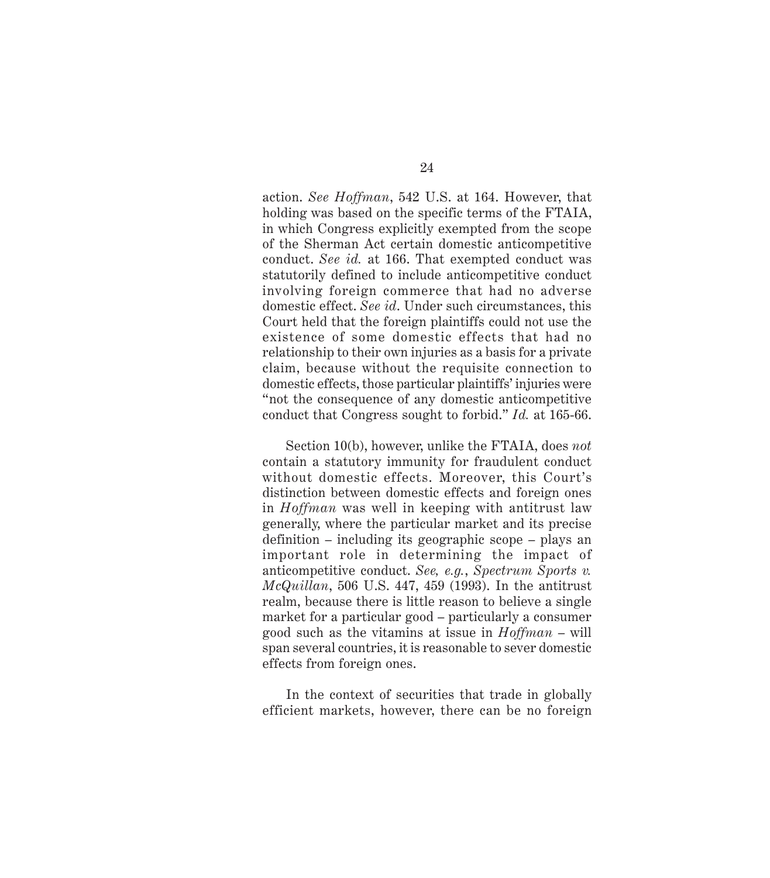action. *See Hoffman*, 542 U.S. at 164. However, that holding was based on the specific terms of the FTAIA, in which Congress explicitly exempted from the scope of the Sherman Act certain domestic anticompetitive conduct. *See id.* at 166. That exempted conduct was statutorily defined to include anticompetitive conduct involving foreign commerce that had no adverse domestic effect. *See id*. Under such circumstances, this Court held that the foreign plaintiffs could not use the existence of some domestic effects that had no relationship to their own injuries as a basis for a private claim, because without the requisite connection to domestic effects, those particular plaintiffs' injuries were "not the consequence of any domestic anticompetitive conduct that Congress sought to forbid." *Id.* at 165-66.

Section 10(b), however, unlike the FTAIA, does *not* contain a statutory immunity for fraudulent conduct without domestic effects. Moreover, this Court's distinction between domestic effects and foreign ones in *Hoffman* was well in keeping with antitrust law generally, where the particular market and its precise definition – including its geographic scope – plays an important role in determining the impact of anticompetitive conduct. *See, e.g.*, *Spectrum Sports v. McQuillan*, 506 U.S. 447, 459 (1993). In the antitrust realm, because there is little reason to believe a single market for a particular good – particularly a consumer good such as the vitamins at issue in *Hoffman* – will span several countries, it is reasonable to sever domestic effects from foreign ones.

In the context of securities that trade in globally efficient markets, however, there can be no foreign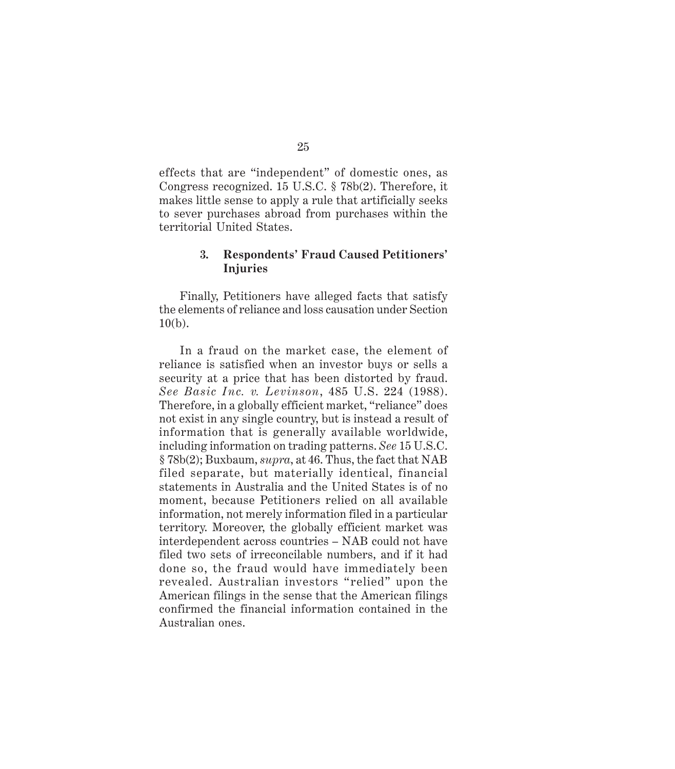effects that are "independent" of domestic ones, as Congress recognized. 15 U.S.C. § 78b(2). Therefore, it makes little sense to apply a rule that artificially seeks to sever purchases abroad from purchases within the territorial United States.

### 3. Respondents' Fraud Caused Petitioners' Injuries

Finally, Petitioners have alleged facts that satisfy the elements of reliance and loss causation under Section 10(b).

In a fraud on the market case, the element of reliance is satisfied when an investor buys or sells a security at a price that has been distorted by fraud. *See Basic Inc. v. Levinson*, 485 U.S. 224 (1988). Therefore, in a globally efficient market, "reliance" does not exist in any single country, but is instead a result of information that is generally available worldwide, including information on trading patterns. *See* 15 U.S.C. § 78b(2); Buxbaum, *supra*, at 46. Thus, the fact that NAB filed separate, but materially identical, financial statements in Australia and the United States is of no moment, because Petitioners relied on all available information, not merely information filed in a particular territory. Moreover, the globally efficient market was interdependent across countries – NAB could not have filed two sets of irreconcilable numbers, and if it had done so, the fraud would have immediately been revealed. Australian investors "relied" upon the American filings in the sense that the American filings confirmed the financial information contained in the Australian ones.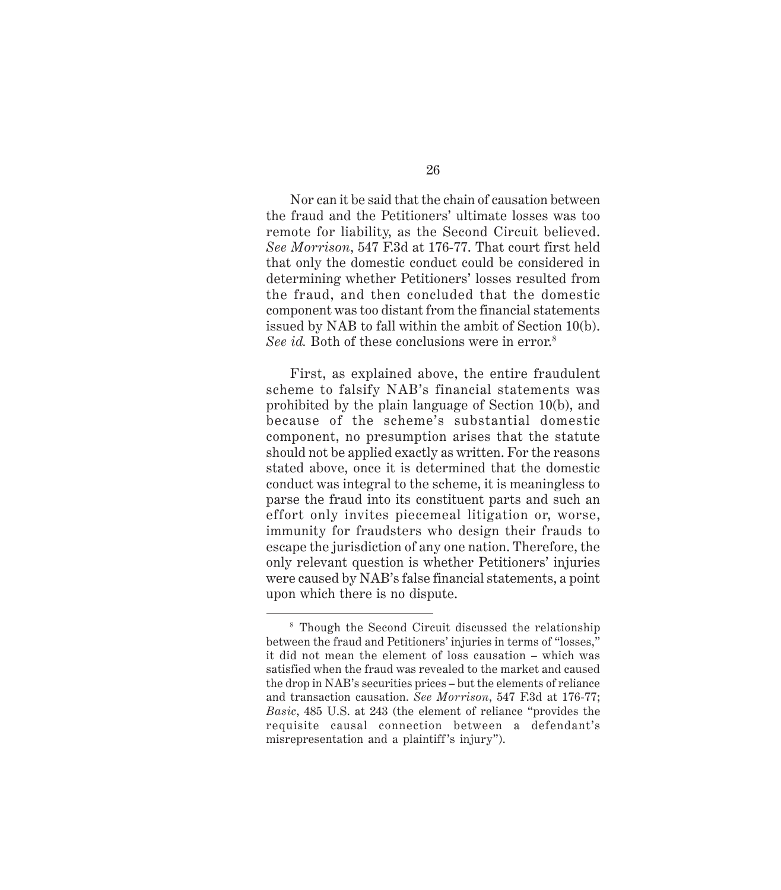Nor can it be said that the chain of causation between the fraud and the Petitioners' ultimate losses was too remote for liability, as the Second Circuit believed. *See Morrison*, 547 F.3d at 176-77. That court first held that only the domestic conduct could be considered in determining whether Petitioners' losses resulted from the fraud, and then concluded that the domestic component was too distant from the financial statements issued by NAB to fall within the ambit of Section 10(b). *See id.* Both of these conclusions were in error.[8]

First, as explained above, the entire fraudulent scheme to falsify NAB's financial statements was prohibited by the plain language of Section 10(b), and because of the scheme's substantial domestic component, no presumption arises that the statute should not be applied exactly as written. For the reasons stated above, once it is determined that the domestic conduct was integral to the scheme, it is meaningless to parse the fraud into its constituent parts and such an effort only invites piecemeal litigation or, worse, immunity for fraudsters who design their frauds to escape the jurisdiction of any one nation. Therefore, the only relevant question is whether Petitioners' injuries were caused by NAB's false financial statements, a point upon which there is no dispute.

---

[8] Though the Second Circuit discussed the relationship between the fraud and Petitioners' injuries in terms of "losses," it did not mean the element of loss causation – which was satisfied when the fraud was revealed to the market and caused the drop in NAB's securities prices – but the elements of reliance and transaction causation. *See Morrison*, 547 F.3d at 176-77; *Basic*, 485 U.S. at 243 (the element of reliance "provides the requisite causal connection between a defendant's misrepresentation and a plaintiff's injury").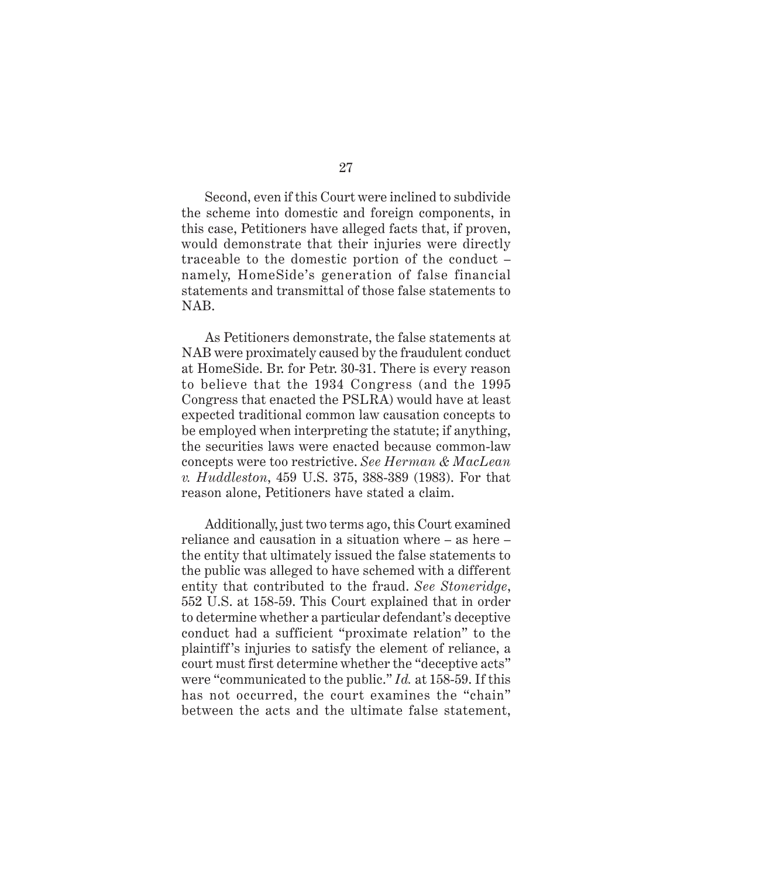Second, even if this Court were inclined to subdivide the scheme into domestic and foreign components, in this case, Petitioners have alleged facts that, if proven, would demonstrate that their injuries were directly traceable to the domestic portion of the conduct – namely, HomeSide's generation of false financial statements and transmittal of those false statements to NAB.

As Petitioners demonstrate, the false statements at NAB were proximately caused by the fraudulent conduct at HomeSide. Br. for Petr. 30-31. There is every reason to believe that the 1934 Congress (and the 1995 Congress that enacted the PSLRA) would have at least expected traditional common law causation concepts to be employed when interpreting the statute; if anything, the securities laws were enacted because common-law concepts were too restrictive. *See Herman & MacLean v. Huddleston*, 459 U.S. 375, 388-389 (1983). For that reason alone, Petitioners have stated a claim.

Additionally, just two terms ago, this Court examined reliance and causation in a situation where – as here – the entity that ultimately issued the false statements to the public was alleged to have schemed with a different entity that contributed to the fraud. *See Stoneridge*, 552 U.S. at 158-59. This Court explained that in order to determine whether a particular defendant's deceptive conduct had a sufficient "proximate relation" to the plaintiff's injuries to satisfy the element of reliance, a court must first determine whether the "deceptive acts" were "communicated to the public." *Id.* at 158-59. If this has not occurred, the court examines the "chain" between the acts and the ultimate false statement,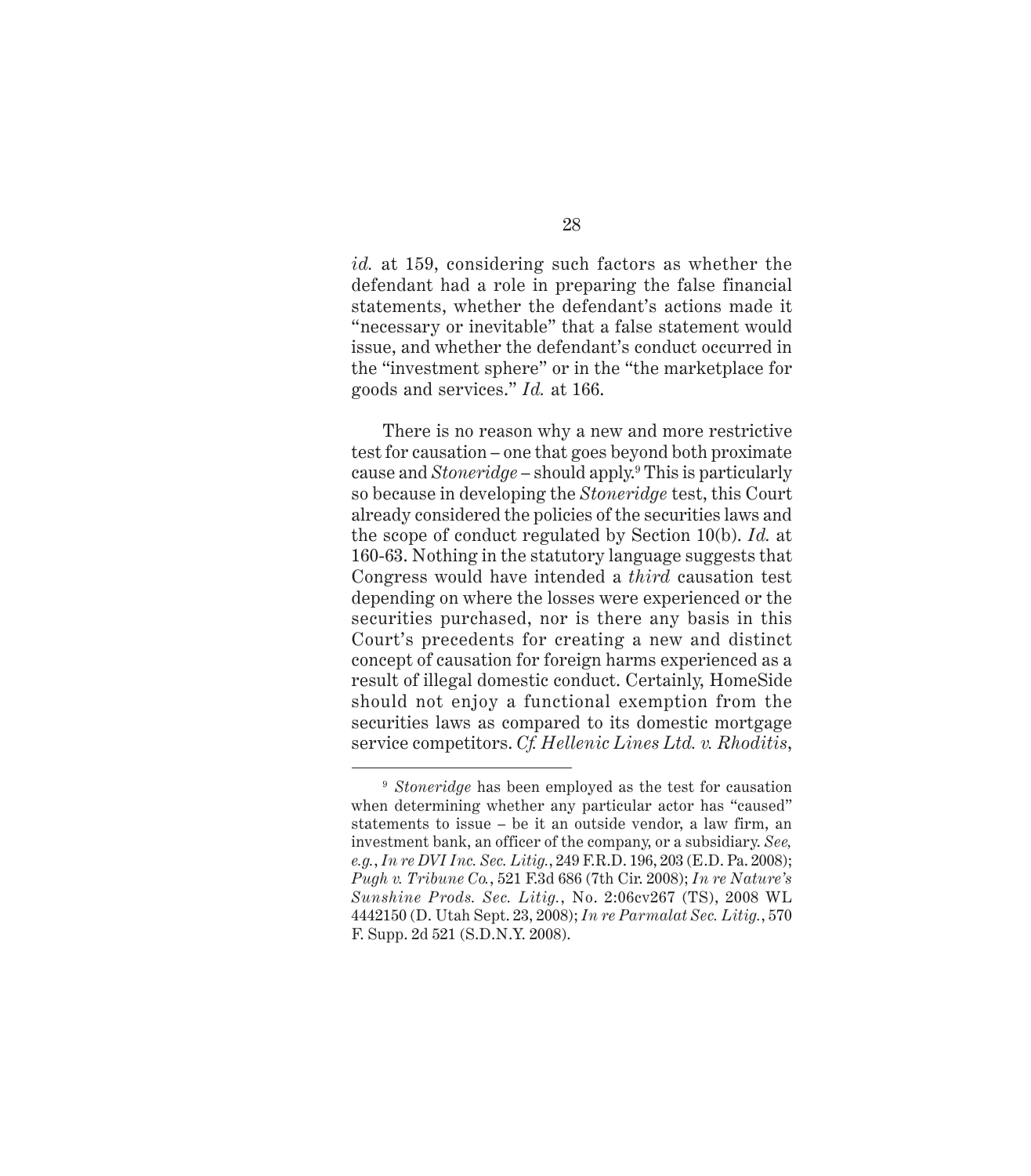*id.* at 159, considering such factors as whether the defendant had a role in preparing the false financial statements, whether the defendant's actions made it "necessary or inevitable" that a false statement would issue, and whether the defendant's conduct occurred in the "investment sphere" or in the "the marketplace for goods and services." *Id.* at 166.

There is no reason why a new and more restrictive test for causation – one that goes beyond both proximate cause and *Stoneridge* – should apply.[9] This is particularly so because in developing the *Stoneridge* test, this Court already considered the policies of the securities laws and the scope of conduct regulated by Section 10(b). *Id.* at 160-63. Nothing in the statutory language suggests that Congress would have intended a *third* causation test depending on where the losses were experienced or the securities purchased, nor is there any basis in this Court's precedents for creating a new and distinct concept of causation for foreign harms experienced as a result of illegal domestic conduct. Certainly, HomeSide should not enjoy a functional exemption from the securities laws as compared to its domestic mortgage service competitors. *Cf. Hellenic Lines Ltd. v. Rhoditis*,

---

[9] *Stoneridge* has been employed as the test for causation when determining whether any particular actor has "caused" statements to issue – be it an outside vendor, a law firm, an investment bank, an officer of the company, or a subsidiary. *See, e.g.*, *In re DVI Inc. Sec. Litig.*, 249 F.R.D. 196, 203 (E.D. Pa. 2008); *Pugh v. Tribune Co.*, 521 F.3d 686 (7th Cir. 2008); *In re Nature's Sunshine Prods. Sec. Litig.*, No. 2:06cv267 (TS), 2008 WL 4442150 (D. Utah Sept. 23, 2008); *In re Parmalat Sec. Litig.*, 570 F. Supp. 2d 521 (S.D.N.Y. 2008).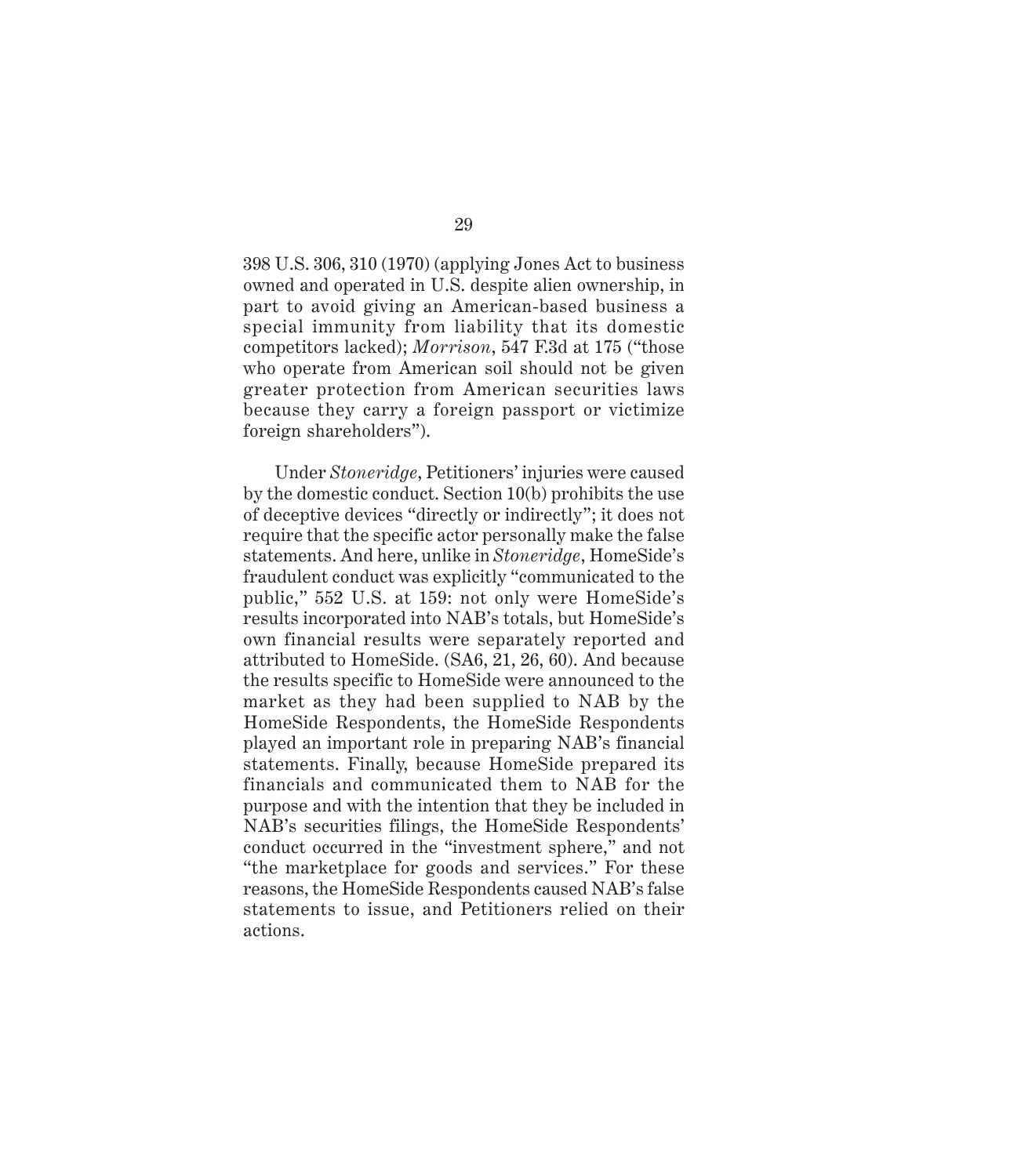398 U.S. 306, 310 (1970) (applying Jones Act to business owned and operated in U.S. despite alien ownership, in part to avoid giving an American-based business a special immunity from liability that its domestic competitors lacked); *Morrison*, 547 F.3d at 175 ("those who operate from American soil should not be given greater protection from American securities laws because they carry a foreign passport or victimize foreign shareholders").

Under *Stoneridge*, Petitioners' injuries were caused by the domestic conduct. Section 10(b) prohibits the use of deceptive devices "directly or indirectly"; it does not require that the specific actor personally make the false statements. And here, unlike in *Stoneridge*, HomeSide's fraudulent conduct was explicitly "communicated to the public," 552 U.S. at 159: not only were HomeSide's results incorporated into NAB's totals, but HomeSide's own financial results were separately reported and attributed to HomeSide. (SA6, 21, 26, 60). And because the results specific to HomeSide were announced to the market as they had been supplied to NAB by the HomeSide Respondents, the HomeSide Respondents played an important role in preparing NAB's financial statements. Finally, because HomeSide prepared its financials and communicated them to NAB for the purpose and with the intention that they be included in NAB's securities filings, the HomeSide Respondents' conduct occurred in the "investment sphere," and not "the marketplace for goods and services." For these reasons, the HomeSide Respondents caused NAB's false statements to issue, and Petitioners relied on their actions.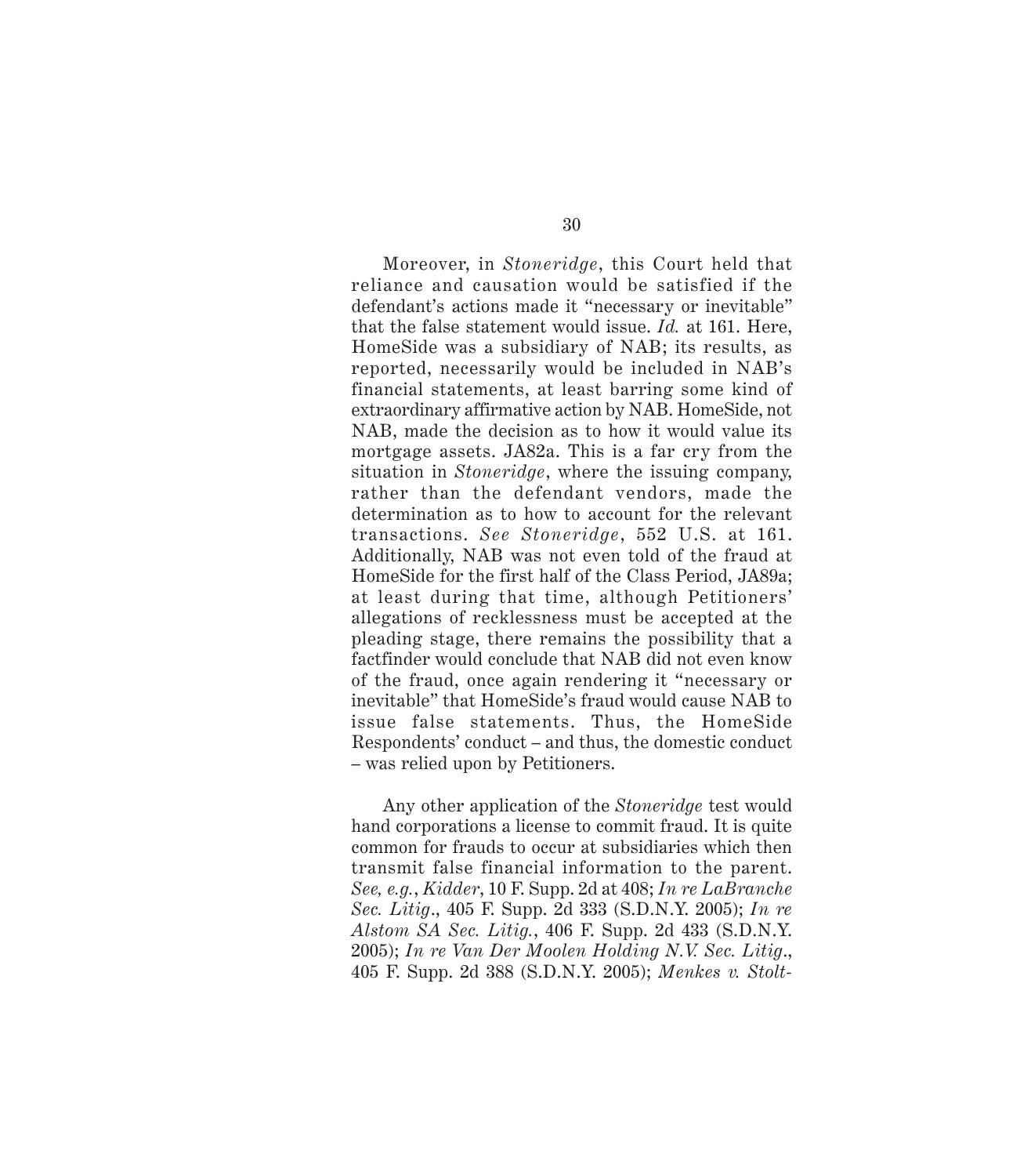Moreover, in *Stoneridge*, this Court held that reliance and causation would be satisfied if the defendant's actions made it "necessary or inevitable" that the false statement would issue. *Id.* at 161. Here, HomeSide was a subsidiary of NAB; its results, as reported, necessarily would be included in NAB's financial statements, at least barring some kind of extraordinary affirmative action by NAB. HomeSide, not NAB, made the decision as to how it would value its mortgage assets. JA82a. This is a far cry from the situation in *Stoneridge*, where the issuing company, rather than the defendant vendors, made the determination as to how to account for the relevant transactions. *See Stoneridge*, 552 U.S. at 161. Additionally, NAB was not even told of the fraud at HomeSide for the first half of the Class Period, JA89a; at least during that time, although Petitioners' allegations of recklessness must be accepted at the pleading stage, there remains the possibility that a factfinder would conclude that NAB did not even know of the fraud, once again rendering it "necessary or inevitable" that HomeSide's fraud would cause NAB to issue false statements. Thus, the HomeSide Respondents' conduct – and thus, the domestic conduct – was relied upon by Petitioners.

Any other application of the *Stoneridge* test would hand corporations a license to commit fraud. It is quite common for frauds to occur at subsidiaries which then transmit false financial information to the parent. *See, e.g.*, *Kidder*, 10 F. Supp. 2d at 408; *In re LaBranche Sec. Litig.*, 405 F. Supp. 2d 333 (S.D.N.Y. 2005); *In re Alstom SA Sec. Litig.*, 406 F. Supp. 2d 433 (S.D.N.Y. 2005); *In re Van Der Moolen Holding N.V. Sec. Litig.*, 405 F. Supp. 2d 388 (S.D.N.Y. 2005); *Menkes v. Stolt-*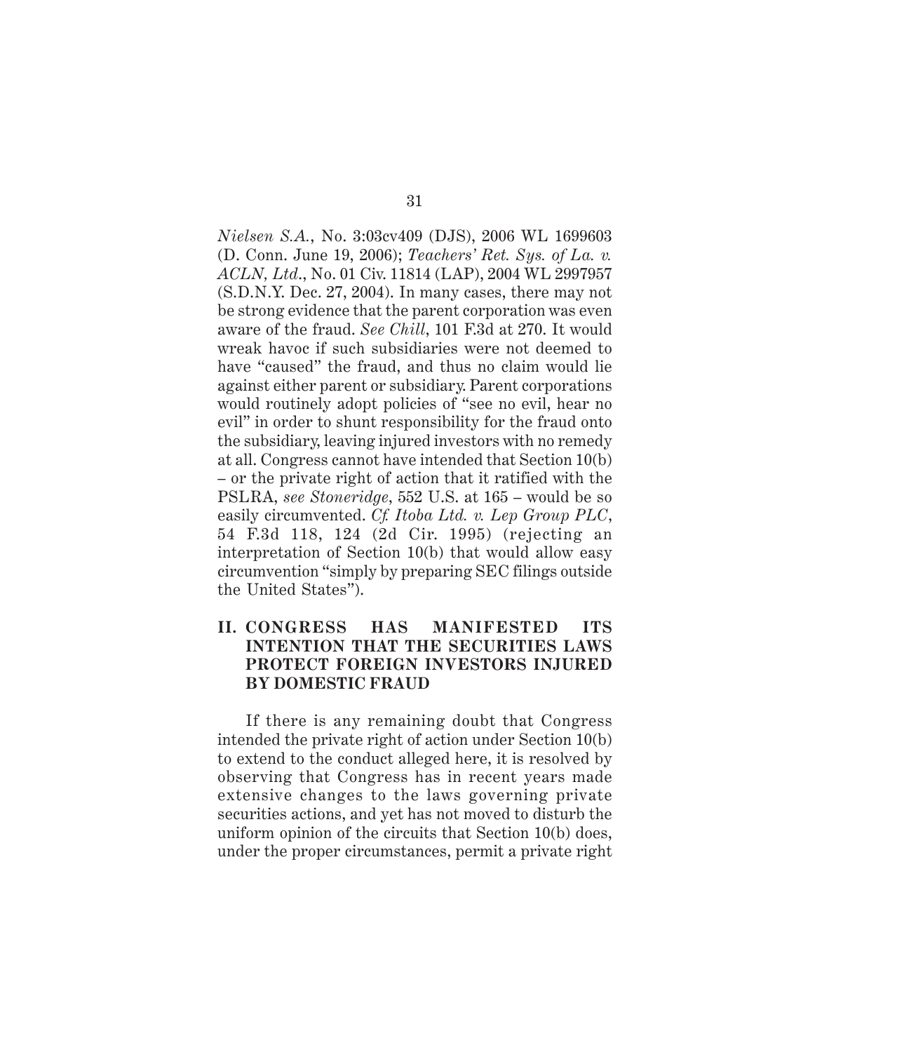*Nielsen S.A.*, No. 3:03cv409 (DJS), 2006 WL 1699603 (D. Conn. June 19, 2006); *Teachers' Ret. Sys. of La. v. ACLN, Ltd.*, No. 01 Civ. 11814 (LAP), 2004 WL 2997957 (S.D.N.Y. Dec. 27, 2004). In many cases, there may not be strong evidence that the parent corporation was even aware of the fraud. *See Chill*, 101 F.3d at 270. It would wreak havoc if such subsidiaries were not deemed to have "caused" the fraud, and thus no claim would lie against either parent or subsidiary. Parent corporations would routinely adopt policies of "see no evil, hear no evil" in order to shunt responsibility for the fraud onto the subsidiary, leaving injured investors with no remedy at all. Congress cannot have intended that Section 10(b) – or the private right of action that it ratified with the PSLRA, *see Stoneridge*, 552 U.S. at 165 – would be so easily circumvented. *Cf. Itoba Ltd. v. Lep Group PLC*, 54 F.3d 118, 124 (2d Cir. 1995) (rejecting an interpretation of Section 10(b) that would allow easy circumvention "simply by preparing SEC filings outside the United States").

## II. CONGRESS HAS MANIFESTED ITS INTENTION THAT THE SECURITIES LAWS PROTECT FOREIGN INVESTORS INJURED BY DOMESTIC FRAUD

If there is any remaining doubt that Congress intended the private right of action under Section 10(b) to extend to the conduct alleged here, it is resolved by observing that Congress has in recent years made extensive changes to the laws governing private securities actions, and yet has not moved to disturb the uniform opinion of the circuits that Section 10(b) does, under the proper circumstances, permit a private right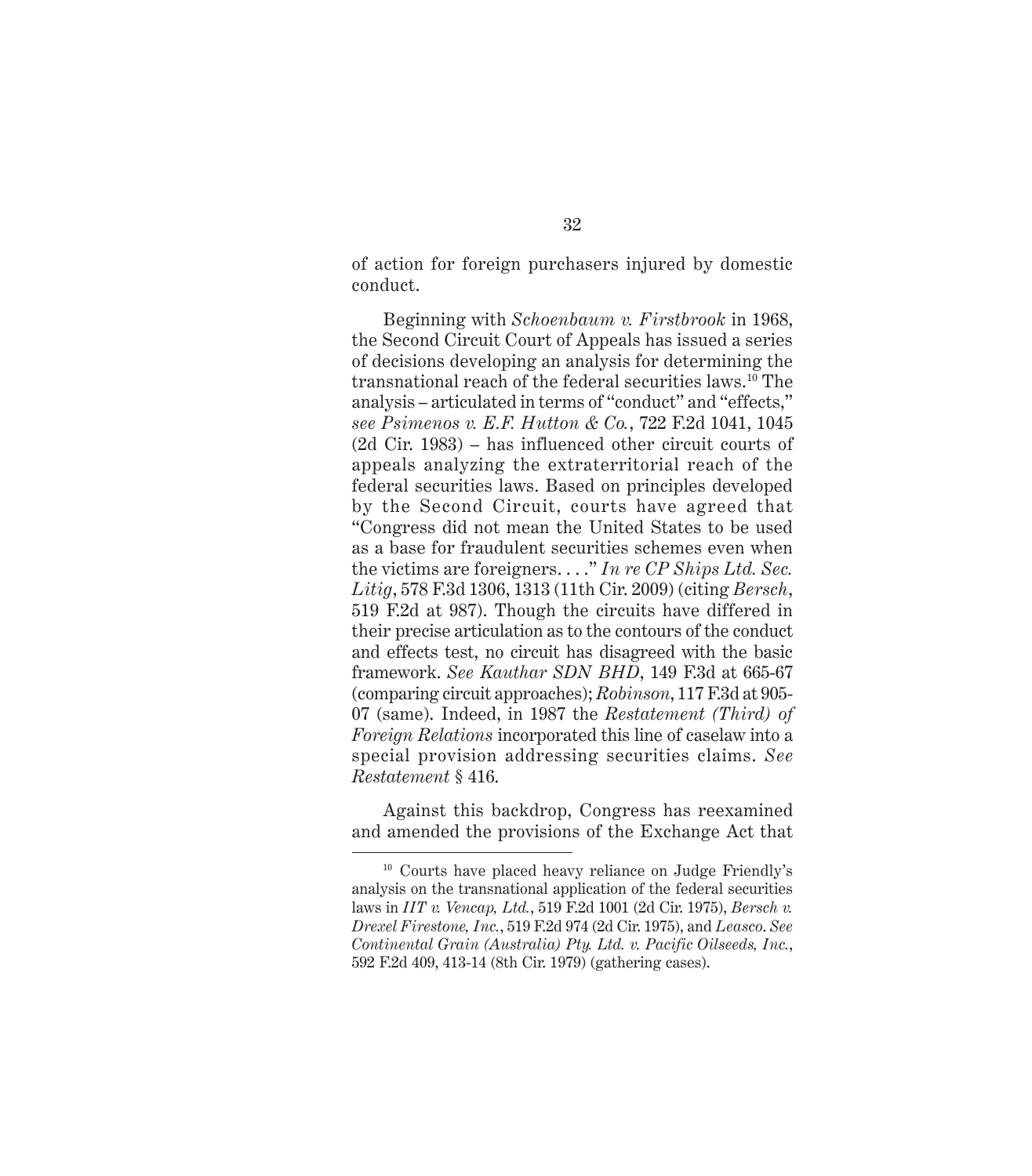of action for foreign purchasers injured by domestic conduct.

Beginning with *Schoenbaum v. Firstbrook* in 1968, the Second Circuit Court of Appeals has issued a series of decisions developing an analysis for determining the transnational reach of the federal securities laws.[10] The analysis – articulated in terms of "conduct" and "effects," *see Psimenos v. E.F. Hutton & Co.*, 722 F.2d 1041, 1045 (2d Cir. 1983) – has influenced other circuit courts of appeals analyzing the extraterritorial reach of the federal securities laws. Based on principles developed by the Second Circuit, courts have agreed that "Congress did not mean the United States to be used as a base for fraudulent securities schemes even when the victims are foreigners. . . ." *In re CP Ships Ltd. Sec. Litig*, 578 F.3d 1306, 1313 (11th Cir. 2009) (citing *Bersch*, 519 F.2d at 987). Though the circuits have differed in their precise articulation as to the contours of the conduct and effects test, no circuit has disagreed with the basic framework. *See Kauthar SDN BHD*, 149 F.3d at 665-67 (comparing circuit approaches); *Robinson*, 117 F.3d at 905-07 (same). Indeed, in 1987 the *Restatement (Third) of Foreign Relations* incorporated this line of caselaw into a special provision addressing securities claims. *See Restatement* § 416.

Against this backdrop, Congress has reexamined and amended the provisions of the Exchange Act that

[10] Courts have placed heavy reliance on Judge Friendly's analysis on the transnational application of the federal securities laws in *IIT v. Vencap, Ltd.*, 519 F.2d 1001 (2d Cir. 1975), *Bersch v. Drexel Firestone, Inc.*, 519 F.2d 974 (2d Cir. 1975), and *Leasco*. *See Continental Grain (Australia) Pty. Ltd. v. Pacific Oilseeds, Inc.*, 592 F.2d 409, 413-14 (8th Cir. 1979) (gathering cases).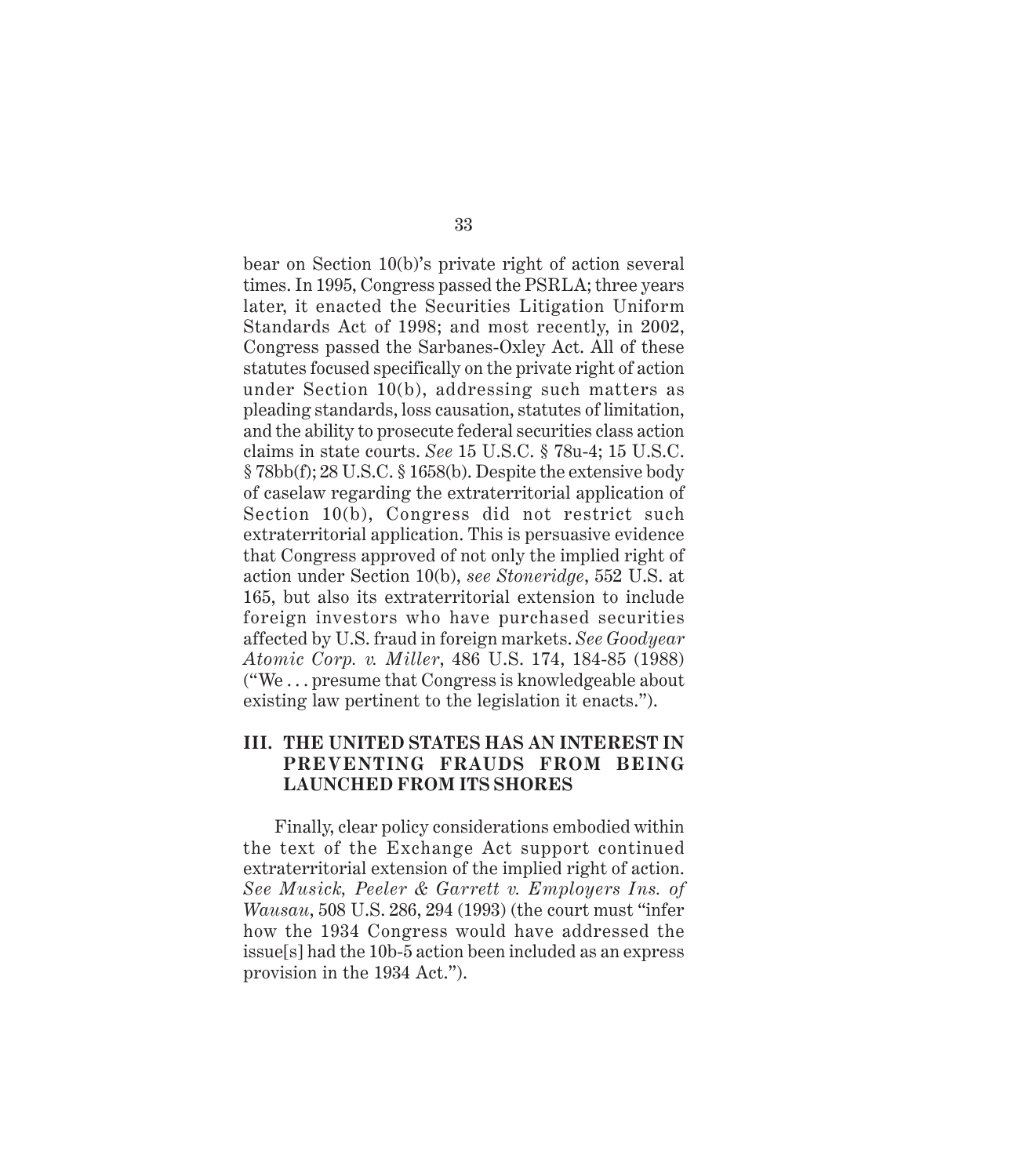bear on Section 10(b)'s private right of action several times. In 1995, Congress passed the PSRLA; three years later, it enacted the Securities Litigation Uniform Standards Act of 1998; and most recently, in 2002, Congress passed the Sarbanes-Oxley Act. All of these statutes focused specifically on the private right of action under Section 10(b), addressing such matters as pleading standards, loss causation, statutes of limitation, and the ability to prosecute federal securities class action claims in state courts. *See* 15 U.S.C. § 78u-4; 15 U.S.C. § 78bb(f); 28 U.S.C. § 1658(b). Despite the extensive body of caselaw regarding the extraterritorial application of Section 10(b), Congress did not restrict such extraterritorial application. This is persuasive evidence that Congress approved of not only the implied right of action under Section 10(b), *see Stoneridge*, 552 U.S. at 165, but also its extraterritorial extension to include foreign investors who have purchased securities affected by U.S. fraud in foreign markets. *See Goodyear Atomic Corp. v. Miller*, 486 U.S. 174, 184-85 (1988) ("We . . . presume that Congress is knowledgeable about existing law pertinent to the legislation it enacts.").

## III. THE UNITED STATES HAS AN INTEREST IN PREVENTING FRAUDS FROM BEING LAUNCHED FROM ITS SHORES

Finally, clear policy considerations embodied within the text of the Exchange Act support continued extraterritorial extension of the implied right of action. *See Musick, Peeler & Garrett v. Employers Ins. of Wausau*, 508 U.S. 286, 294 (1993) (the court must "infer how the 1934 Congress would have addressed the issue[s] had the 10b-5 action been included as an express provision in the 1934 Act.").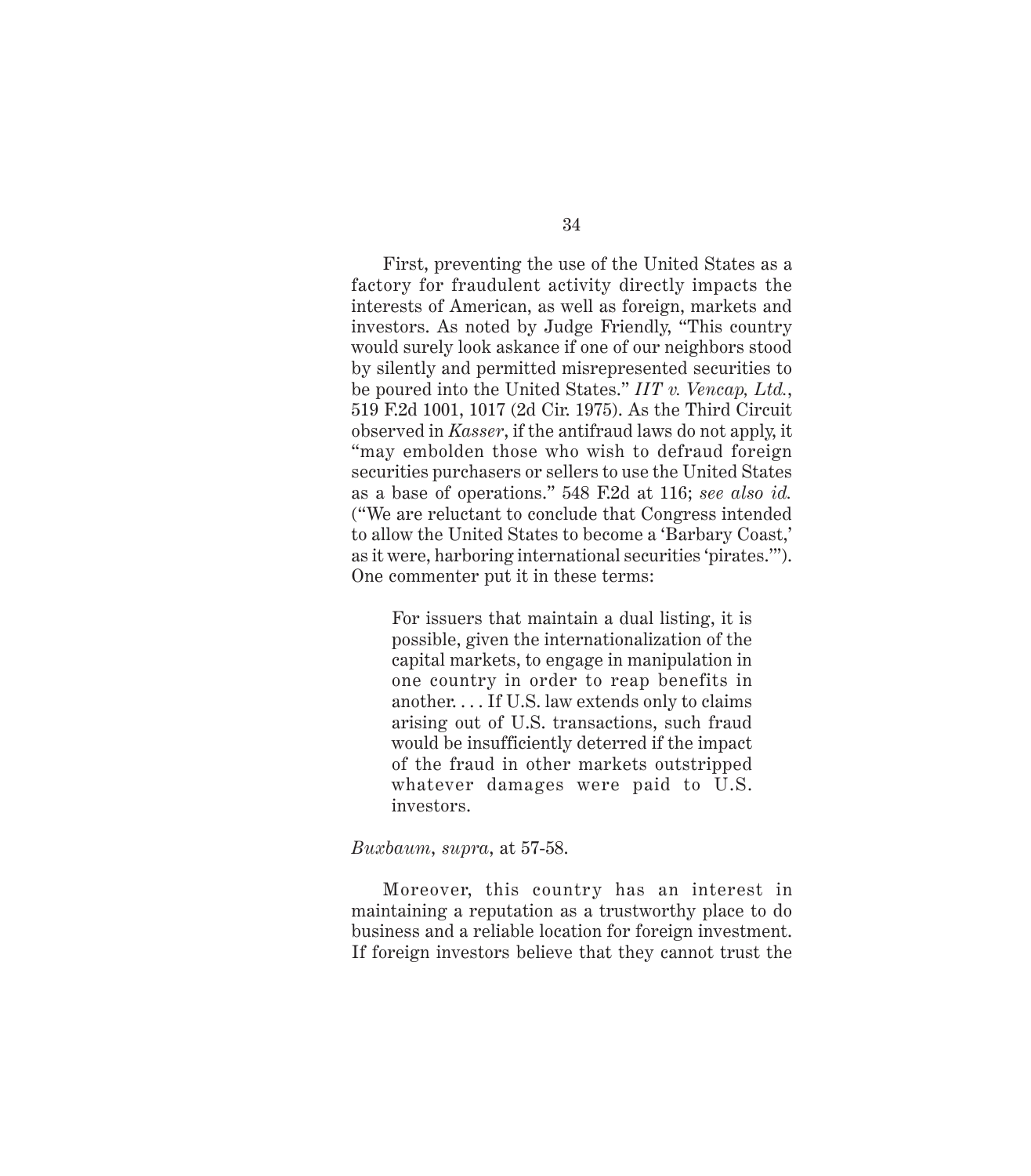First, preventing the use of the United States as a factory for fraudulent activity directly impacts the interests of American, as well as foreign, markets and investors. As noted by Judge Friendly, "This country would surely look askance if one of our neighbors stood by silently and permitted misrepresented securities to be poured into the United States." *IIT v. Vencap, Ltd.*, 519 F.2d 1001, 1017 (2d Cir. 1975). As the Third Circuit observed in *Kasser*, if the antifraud laws do not apply, it "may embolden those who wish to defraud foreign securities purchasers or sellers to use the United States as a base of operations." 548 F.2d at 116; *see also id.* ("We are reluctant to conclude that Congress intended to allow the United States to become a 'Barbary Coast,' as it were, harboring international securities 'pirates.'"). One commenter put it in these terms:

> For issuers that maintain a dual listing, it is possible, given the internationalization of the capital markets, to engage in manipulation in one country in order to reap benefits in another. . . . If U.S. law extends only to claims arising out of U.S. transactions, such fraud would be insufficiently deterred if the impact of the fraud in other markets outstripped whatever damages were paid to U.S. investors.

*Buxbaum*, *supra*, at 57-58.

Moreover, this country has an interest in maintaining a reputation as a trustworthy place to do business and a reliable location for foreign investment. If foreign investors believe that they cannot trust the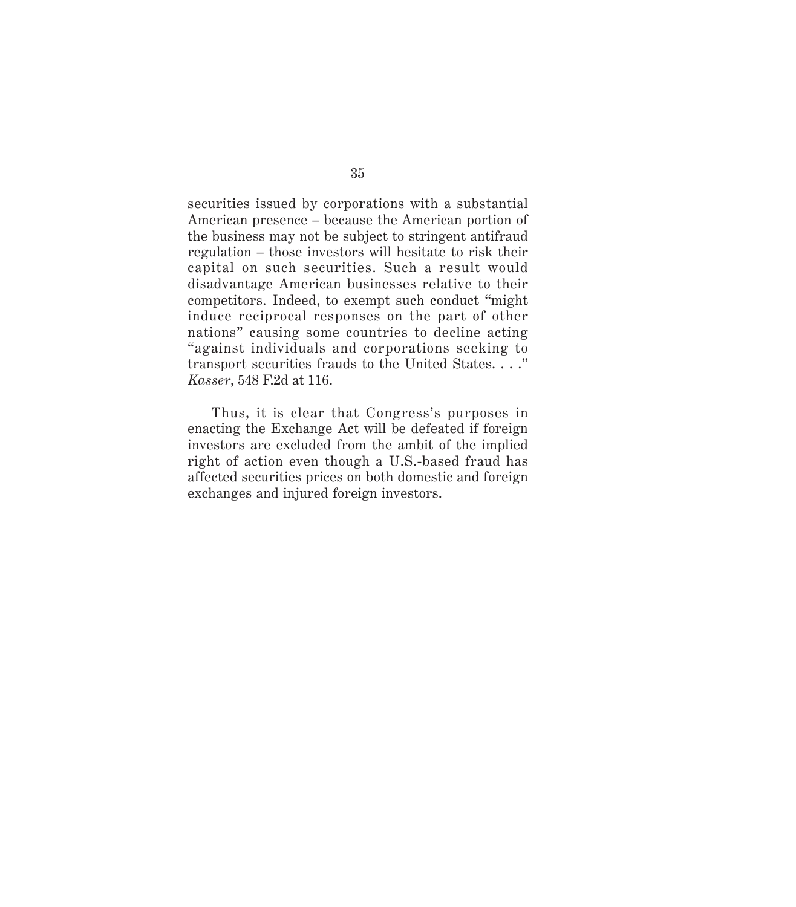securities issued by corporations with a substantial American presence – because the American portion of the business may not be subject to stringent antifraud regulation – those investors will hesitate to risk their capital on such securities. Such a result would disadvantage American businesses relative to their competitors. Indeed, to exempt such conduct "might induce reciprocal responses on the part of other nations" causing some countries to decline acting "against individuals and corporations seeking to transport securities frauds to the United States. . . ." *Kasser*, 548 F.2d at 116.

Thus, it is clear that Congress's purposes in enacting the Exchange Act will be defeated if foreign investors are excluded from the ambit of the implied right of action even though a U.S.-based fraud has affected securities prices on both domestic and foreign exchanges and injured foreign investors.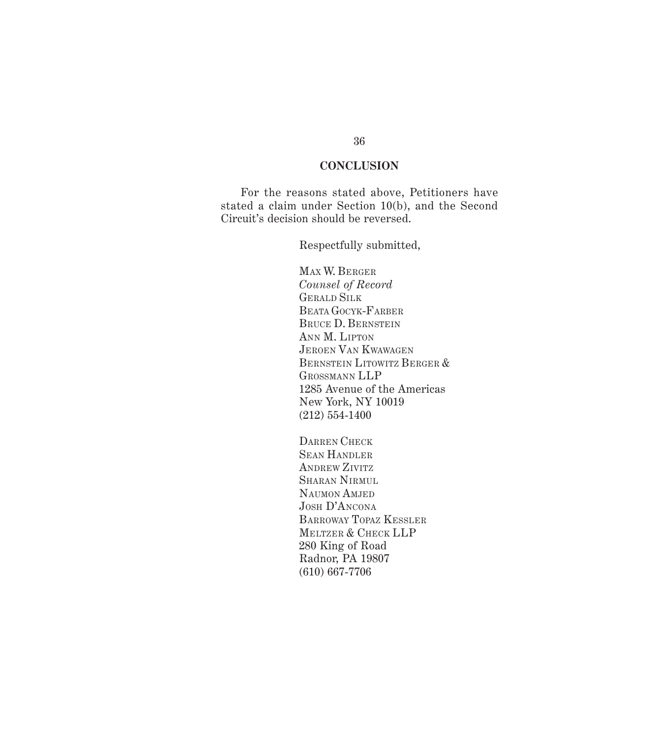## CONCLUSION

For the reasons stated above, Petitioners have stated a claim under Section 10(b), and the Second Circuit's decision should be reversed.

Respectfully submitted,

MAX W. BERGER
*Counsel of Record*
GERALD SILK
BEATA GOCYK-FARBER
BRUCE D. BERNSTEIN
ANN M. LIPTON
JEROEN VAN KWAWAGEN
BERNSTEIN LITOWITZ BERGER &
GROSSMANN LLP
1285 Avenue of the Americas
New York, NY 10019
(212) 554-1400

DARREN CHECK
SEAN HANDLER
ANDREW ZIVITZ
SHARAN NIRMUL
NAUMON AMJED
JOSH D'ANCONA
BARROWAY TOPAZ KESSLER
MELTZER & CHECK LLP
280 King of Road
Radnor, PA 19807
(610) 667-7706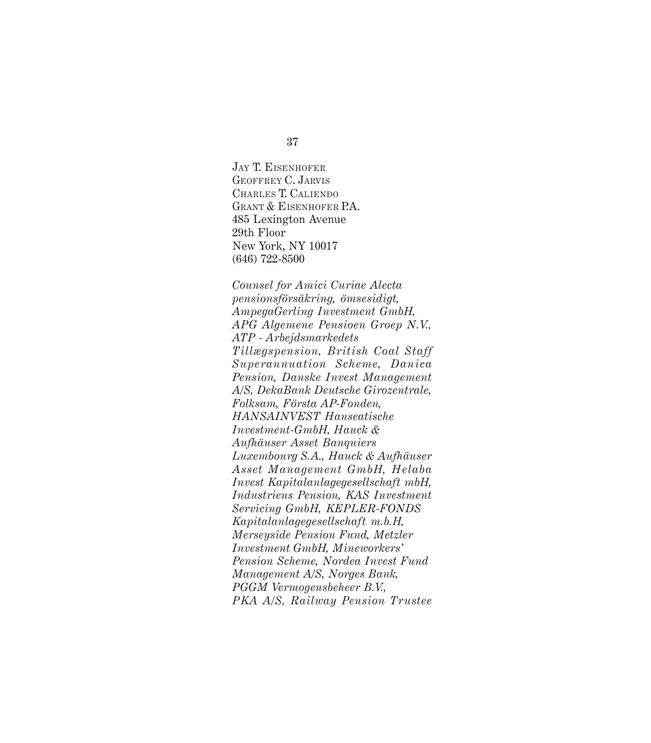Jay T. Eisenhofer
Geoffrey C. Jarvis
Charles T. Caliendo
Grant & Eisenhofer P.A.
485 Lexington Avenue
29th Floor
New York, NY 10017
(646) 722-8500

*Counsel for Amici Curiae Alecta pensionsförsäkring, ömsesidigt, AmpegaGerling Investment GmbH, APG Algemene Pensioen Groep N.V., ATP - Arbejdsmarkedets Tillægspension, British Coal Staff Superannuation Scheme, Danica Pension, Danske Invest Management A/S, DekaBank Deutsche Girozentrale, Folksam, Första AP-Fonden, HANSAINVEST Hanseatische Investment-GmbH, Hauck & Aufhäuser Asset Banquiers Luxembourg S.A., Hauck & Aufhäuser Asset Management GmbH, Helaba Invest Kapitalanlagegesellschaft mbH, Industriens Pension, KAS Investment Servicing GmbH, KEPLER-FONDS Kapitalanlagegesellschaft m.b.H, Merseyside Pension Fund, Metzler Investment GmbH, Mineworkers' Pension Scheme, Nordea Invest Fund Management A/S, Norges Bank, PGGM Vermogensbeheer B.V., PKA A/S, Railway Pension Trustee*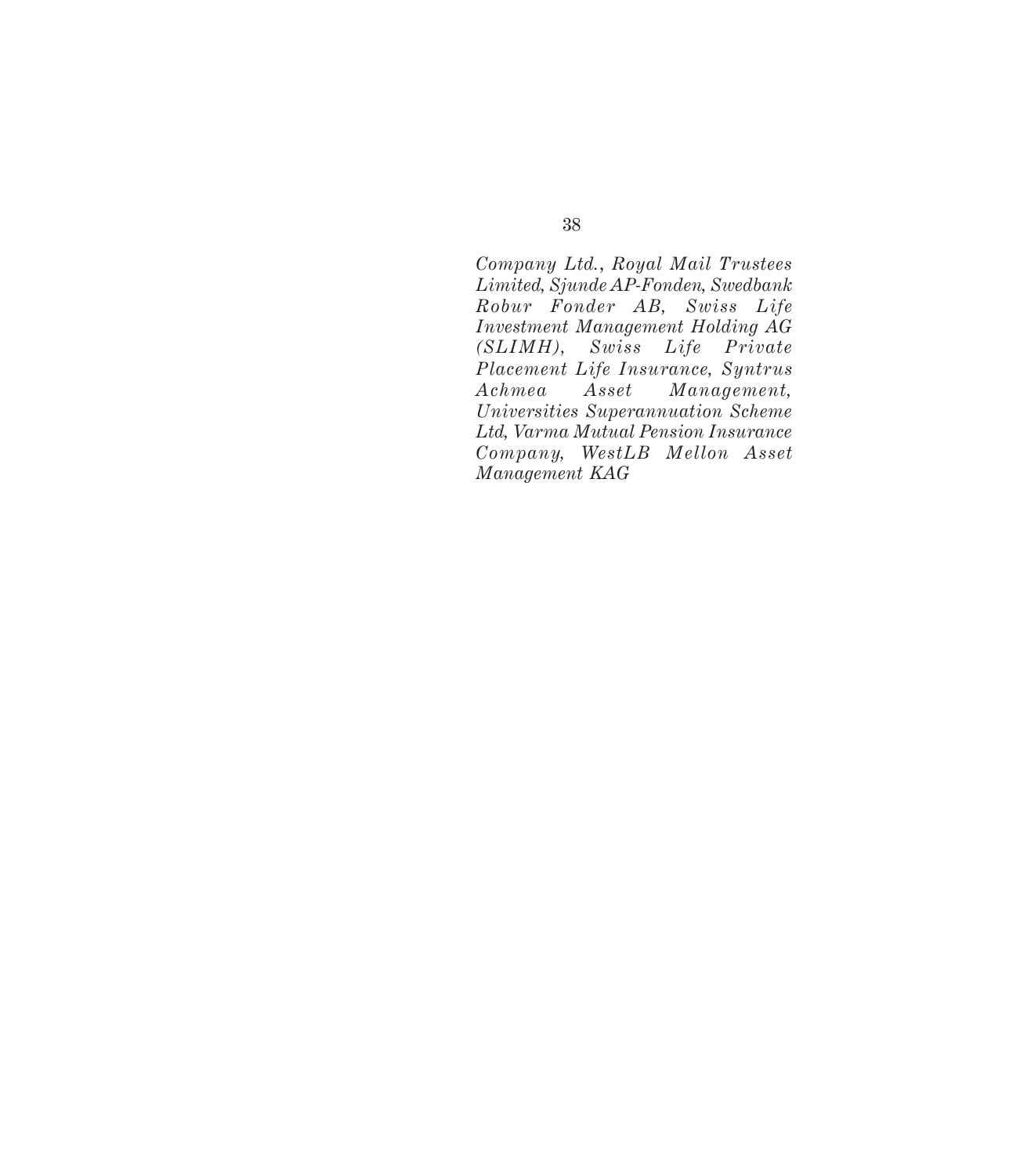*Company Ltd., Royal Mail Trustees Limited, Sjunde AP-Fonden, Swedbank Robur Fonder AB, Swiss Life Investment Management Holding AG (SLIMH), Swiss Life Private Placement Life Insurance, Syntrus Achmea Asset Management, Universities Superannuation Scheme Ltd, Varma Mutual Pension Insurance Company, WestLB Mellon Asset Management KAG*